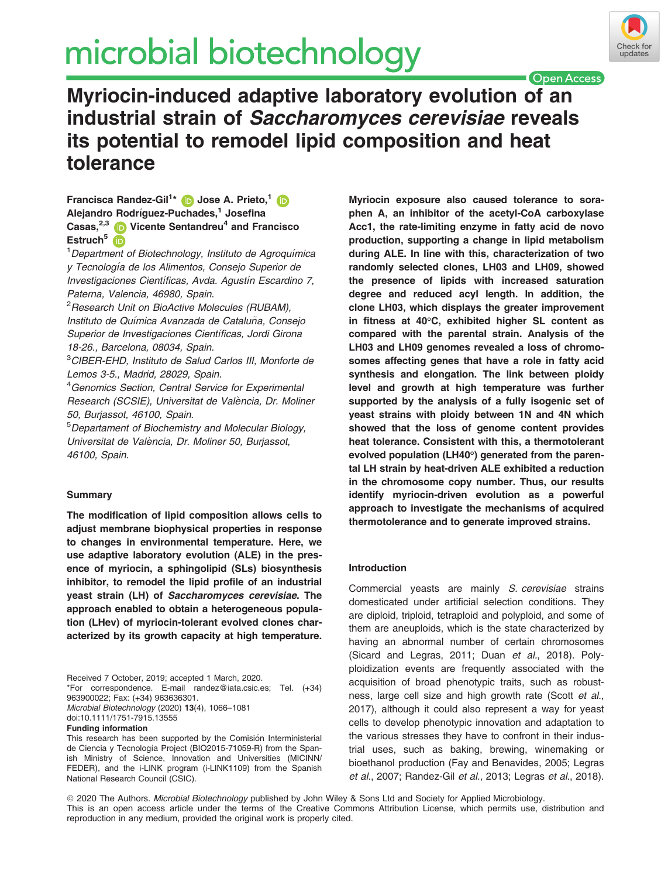# Myriocin-induced adaptive laboratory evolution of an industrial strain of *Saccharomyces cerevisiae* reveals its potential to remodel lipid composition and heat tolerance

**Francisca Randez-Gil[1]*, Jose A. Prieto,[1] Alejandro Rodríguez-Puchades,[1] Josefina Casas,[2,3] Vicente Sentandreu[4] and Francisco Estruch[5]**

[1]Department of Biotechnology, Instituto de Agroquímica y Tecnología de los Alimentos, Consejo Superior de Investigaciones Científicas, Avda. Agustín Escardino 7, Paterna, Valencia, 46980, Spain.

[2]Research Unit on BioActive Molecules (RUBAM), Instituto de Química Avanzada de Cataluña, Consejo Superior de Investigaciones Científicas, Jordi Girona 18-26., Barcelona, 08034, Spain.

[3]CIBER-EHD, Instituto de Salud Carlos III, Monforte de Lemos 3-5., Madrid, 28029, Spain.

[4]Genomics Section, Central Service for Experimental Research (SCSIE), Universitat de València, Dr. Moliner 50, Burjassot, 46100, Spain.

[5]Departament of Biochemistry and Molecular Biology, Universitat de València, Dr. Moliner 50, Burjassot, 46100, Spain.

## Summary

**The modification of lipid composition allows cells to adjust membrane biophysical properties in response to changes in environmental temperature. Here, we use adaptive laboratory evolution (ALE) in the presence of myriocin, a sphingolipid (SLs) biosynthesis inhibitor, to remodel the lipid profile of an industrial yeast strain (LH) of *Saccharomyces cerevisiae*. The approach enabled to obtain a heterogeneous population (LHev) of myriocin-tolerant evolved clones characterized by its growth capacity at high temperature. Myriocin exposure also caused tolerance to soraphen A, an inhibitor of the acetyl-CoA carboxylase Acc1, the rate-limiting enzyme in fatty acid de novo production, supporting a change in lipid metabolism during ALE. In line with this, characterization of two randomly selected clones, LH03 and LH09, showed the presence of lipids with increased saturation degree and reduced acyl length. In addition, the clone LH03, which displays the greater improvement in fitness at 40°C, exhibited higher SL content as compared with the parental strain. Analysis of the LH03 and LH09 genomes revealed a loss of chromosomes affecting genes that have a role in fatty acid synthesis and elongation. The link between ploidy level and growth at high temperature was further supported by the analysis of a fully isogenic set of yeast strains with ploidy between 1N and 4N which showed that the loss of genome content provides heat tolerance. Consistent with this, a thermotolerant evolved population (LH40°) generated from the parental LH strain by heat-driven ALE exhibited a reduction in the chromosome copy number. Thus, our results identify myriocin-driven evolution as a powerful approach to investigate the mechanisms of acquired thermotolerance and to generate improved strains.**

Received 7 October, 2019; accepted 1 March, 2020.
*For correspondence. E-mail randez@iata.csic.es; Tel. (+34) 963900022; Fax: (+34) 963636301.
*Microbial Biotechnology* (2020) 13(4), 1066–1081
doi:10.1111/1751-7915.13555

**Funding information**
This research has been supported by the Comisión Interministerial de Ciencia y Tecnología Project (BIO2015-71059-R) from the Spanish Ministry of Science, Innovation and Universities (MICINN/FEDER), and the i-LINK program (i-LINK1109) from the Spanish National Research Council (CSIC).

## Introduction

Commercial yeasts are mainly *S. cerevisiae* strains domesticated under artificial selection conditions. They are diploid, triploid, tetraploid and polyploid, and some of them are aneuploids, which is the state characterized by having an abnormal number of certain chromosomes (Sicard and Legras, 2011; Duan *et al*., 2018). Polyploidization events are frequently associated with the acquisition of broad phenotypic traits, such as robustness, large cell size and high growth rate (Scott *et al*., 2017), although it could also represent a way for yeast cells to develop phenotypic innovation and adaptation to the various stresses they have to confront in their industrial uses, such as baking, brewing, winemaking or bioethanol production (Fay and Benavides, 2005; Legras *et al*., 2007; Randez-Gil *et al*., 2013; Legras *et al*., 2018).

© 2020 The Authors. *Microbial Biotechnology* published by John Wiley & Sons Ltd and Society for Applied Microbiology.
This is an open access article under the terms of the Creative Commons Attribution License, which permits use, distribution and reproduction in any medium, provided the original work is properly cited.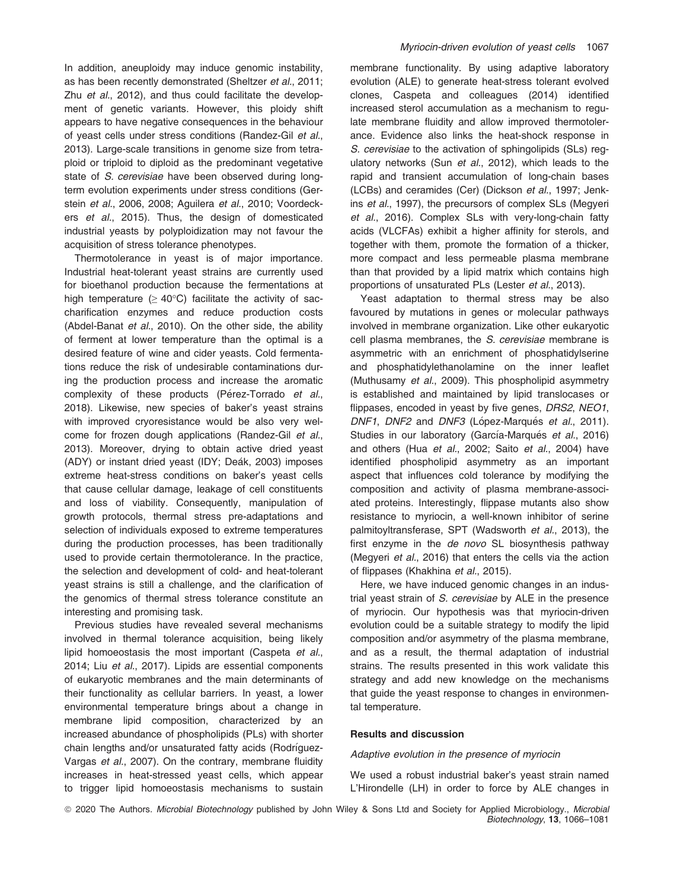In addition, aneuploidy may induce genomic instability, as has been recently demonstrated (Sheltzer *et al.*, 2011; Zhu *et al.*, 2012), and thus could facilitate the development of genetic variants. However, this ploidy shift appears to have negative consequences in the behaviour of yeast cells under stress conditions (Randez-Gil *et al.*, 2013). Large-scale transitions in genome size from tetraploid or triploid to diploid as the predominant vegetative state of *S. cerevisiae* have been observed during long-term evolution experiments under stress conditions (Gerstein *et al.*, 2006, 2008; Aguilera *et al.*, 2010; Voordeckers *et al.*, 2015). Thus, the design of domesticated industrial yeasts by polyploidization may not favour the acquisition of stress tolerance phenotypes.

Thermotolerance in yeast is of major importance. Industrial heat-tolerant yeast strains are currently used for bioethanol production because the fermentations at high temperature ($\geq 40°C$) facilitate the activity of saccharification enzymes and reduce production costs (Abdel-Banat *et al.*, 2010). On the other side, the ability of ferment at lower temperature than the optimal is a desired feature of wine and cider yeasts. Cold fermentations reduce the risk of undesirable contaminations during the production process and increase the aromatic complexity of these products (Pérez-Torrado *et al.*, 2018). Likewise, new species of baker's yeast strains with improved cryoresistance would be also very welcome for frozen dough applications (Randez-Gil *et al.*, 2013). Moreover, drying to obtain active dried yeast (ADY) or instant dried yeast (IDY; Deák, 2003) imposes extreme heat-stress conditions on baker's yeast cells that cause cellular damage, leakage of cell constituents and loss of viability. Consequently, manipulation of growth protocols, thermal stress pre-adaptations and selection of individuals exposed to extreme temperatures during the production processes, has been traditionally used to provide certain thermotolerance. In the practice, the selection and development of cold- and heat-tolerant yeast strains is still a challenge, and the clarification of the genomics of thermal stress tolerance constitute an interesting and promising task.

Previous studies have revealed several mechanisms involved in thermal tolerance acquisition, being likely lipid homoeostasis the most important (Caspeta *et al.*, 2014; Liu *et al.*, 2017). Lipids are essential components of eukaryotic membranes and the main determinants of their functionality as cellular barriers. In yeast, a lower environmental temperature brings about a change in membrane lipid composition, characterized by an increased abundance of phospholipids (PLs) with shorter chain lengths and/or unsaturated fatty acids (Rodríguez-Vargas *et al.*, 2007). On the contrary, membrane fluidity increases in heat-stressed yeast cells, which appear to trigger lipid homoeostasis mechanisms to sustain membrane functionality. By using adaptive laboratory evolution (ALE) to generate heat-stress tolerant evolved clones, Caspeta and colleagues (2014) identified increased sterol accumulation as a mechanism to regulate membrane fluidity and allow improved thermotolerance. Evidence also links the heat-shock response in *S. cerevisiae* to the activation of sphingolipids (SLs) regulatory networks (Sun *et al.*, 2012), which leads to the rapid and transient accumulation of long-chain bases (LCBs) and ceramides (Cer) (Dickson *et al.*, 1997; Jenkins *et al.*, 1997), the precursors of complex SLs (Megyeri *et al.*, 2016). Complex SLs with very-long-chain fatty acids (VLCFAs) exhibit a higher affinity for sterols, and together with them, promote the formation of a thicker, more compact and less permeable plasma membrane than that provided by a lipid matrix which contains high proportions of unsaturated PLs (Lester *et al.*, 2013).

Yeast adaptation to thermal stress may be also favoured by mutations in genes or molecular pathways involved in membrane organization. Like other eukaryotic cell plasma membranes, the *S. cerevisiae* membrane is asymmetric with an enrichment of phosphatidylserine and phosphatidylethanolamine on the inner leaflet (Muthusamy *et al.*, 2009). This phospholipid asymmetry is established and maintained by lipid translocases or flippases, encoded in yeast by five genes, *DRS2*, *NEO1*, *DNF1*, *DNF2* and *DNF3* (López-Marqués *et al.*, 2011). Studies in our laboratory (García-Marqués *et al.*, 2016) and others (Hua *et al.*, 2002; Saito *et al.*, 2004) have identified phospholipid asymmetry as an important aspect that influences cold tolerance by modifying the composition and activity of plasma membrane-associated proteins. Interestingly, flippase mutants also show resistance to myriocin, a well-known inhibitor of serine palmitoyltransferase, SPT (Wadsworth *et al.*, 2013), the first enzyme in the *de novo* SL biosynthesis pathway (Megyeri *et al.*, 2016) that enters the cells via the action of flippases (Khakhina *et al.*, 2015).

Here, we have induced genomic changes in an industrial yeast strain of *S. cerevisiae* by ALE in the presence of myriocin. Our hypothesis was that myriocin-driven evolution could be a suitable strategy to modify the lipid composition and/or asymmetry of the plasma membrane, and as a result, the thermal adaptation of industrial strains. The results presented in this work validate this strategy and add new knowledge on the mechanisms that guide the yeast response to changes in environmental temperature.

## Results and discussion

### *Adaptive evolution in the presence of myriocin*

We used a robust industrial baker's yeast strain named L'Hirondelle (LH) in order to force by ALE changes in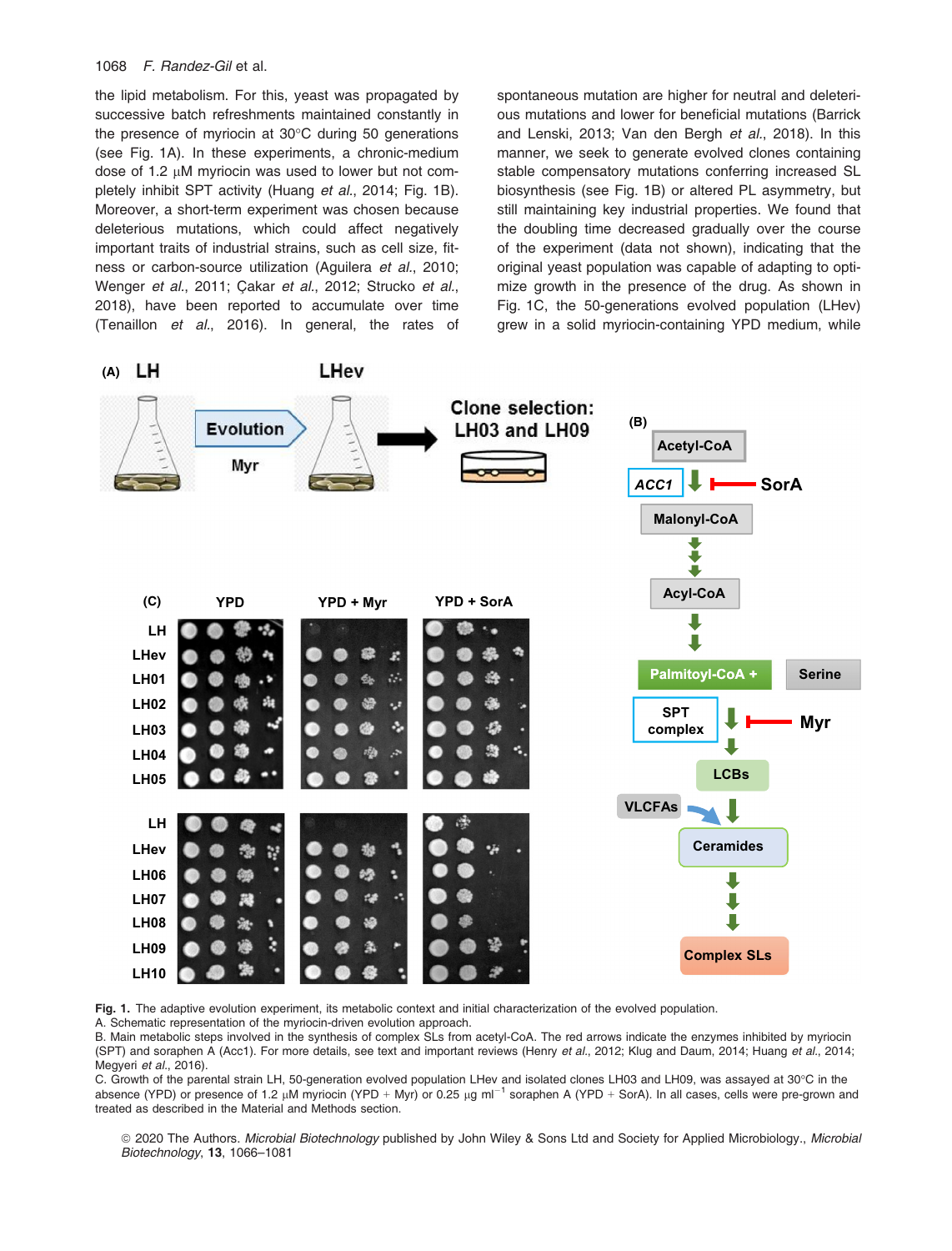the lipid metabolism. For this, yeast was propagated by successive batch refreshments maintained constantly in the presence of myriocin at 30°C during 50 generations (see Fig. 1A). In these experiments, a chronic-medium dose of 1.2 μM myriocin was used to lower but not completely inhibit SPT activity (Huang *et al*., 2014; Fig. 1B). Moreover, a short-term experiment was chosen because deleterious mutations, which could affect negatively important traits of industrial strains, such as cell size, fitness or carbon-source utilization (Aguilera *et al*., 2010; Wenger *et al*., 2011; Çakar *et al*., 2012; Strucko *et al*., 2018), have been reported to accumulate over time (Tenaillon *et al*., 2016). In general, the rates of spontaneous mutation are higher for neutral and deleterious mutations and lower for beneficial mutations (Barrick and Lenski, 2013; Van den Bergh *et al*., 2018). In this manner, we seek to generate evolved clones containing stable compensatory mutations conferring increased SL biosynthesis (see Fig. 1B) or altered PL asymmetry, but still maintaining key industrial properties. We found that the doubling time decreased gradually over the course of the experiment (data not shown), indicating that the original yeast population was capable of adapting to optimize growth in the presence of the drug. As shown in Fig. 1C, the 50-generations evolved population (LHev) grew in a solid myriocin-containing YPD medium, while

**Fig. 1.** The adaptive evolution experiment, its metabolic context and initial characterization of the evolved population.
A. Schematic representation of the myriocin-driven evolution approach.
B. Main metabolic steps involved in the synthesis of complex SLs from acetyl-CoA. The red arrows indicate the enzymes inhibited by myriocin (SPT) and soraphen A (Acc1). For more details, see text and important reviews (Henry *et al*., 2012; Klug and Daum, 2014; Huang *et al*., 2014; Megyeri *et al*., 2016).
C. Growth of the parental strain LH, 50-generation evolved population LHev and isolated clones LH03 and LH09, was assayed at 30°C in the absence (YPD) or presence of 1.2 μM myriocin (YPD + Myr) or 0.25 μg ml$^{-1}$ soraphen A (YPD + SorA). In all cases, cells were pre-grown and treated as described in the Material and Methods section.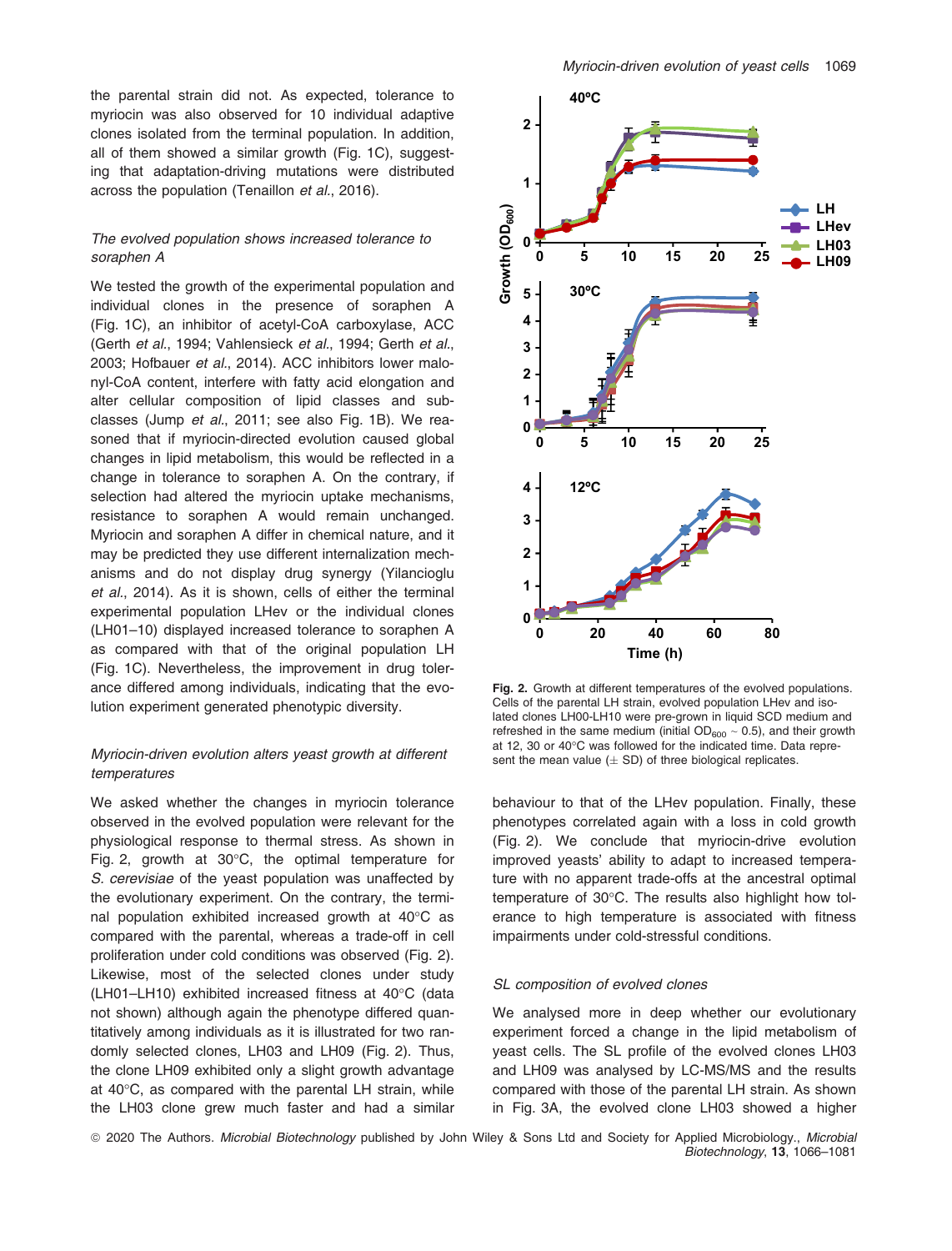the parental strain did not. As expected, tolerance to myriocin was also observed for 10 individual adaptive clones isolated from the terminal population. In addition, all of them showed a similar growth (Fig. 1C), suggesting that adaptation-driving mutations were distributed across the population (Tenaillon *et al*., 2016).

### *The evolved population shows increased tolerance to soraphen A*

We tested the growth of the experimental population and individual clones in the presence of soraphen A (Fig. 1C), an inhibitor of acetyl-CoA carboxylase, ACC (Gerth *et al*., 1994; Vahlensieck *et al*., 1994; Gerth *et al*., 2003; Hofbauer *et al*., 2014). ACC inhibitors lower malonyl-CoA content, interfere with fatty acid elongation and alter cellular composition of lipid classes and subclasses (Jump *et al*., 2011; see also Fig. 1B). We reasoned that if myriocin-directed evolution caused global changes in lipid metabolism, this would be reflected in a change in tolerance to soraphen A. On the contrary, if selection had altered the myriocin uptake mechanisms, resistance to soraphen A would remain unchanged. Myriocin and soraphen A differ in chemical nature, and it may be predicted they use different internalization mechanisms and do not display drug synergy (Yilancioglu *et al*., 2014). As it is shown, cells of either the terminal experimental population LHev or the individual clones (LH01–10) displayed increased tolerance to soraphen A as compared with that of the original population LH (Fig. 1C). Nevertheless, the improvement in drug tolerance differed among individuals, indicating that the evolution experiment generated phenotypic diversity.

### *Myriocin-driven evolution alters yeast growth at different temperatures*

We asked whether the changes in myriocin tolerance observed in the evolved population were relevant for the physiological response to thermal stress. As shown in Fig. 2, growth at 30°C, the optimal temperature for *S. cerevisiae* of the yeast population was unaffected by the evolutionary experiment. On the contrary, the terminal population exhibited increased growth at 40°C as compared with the parental, whereas a trade-off in cell proliferation under cold conditions was observed (Fig. 2). Likewise, most of the selected clones under study (LH01–LH10) exhibited increased fitness at 40°C (data not shown) although again the phenotype differed quantitatively among individuals as it is illustrated for two randomly selected clones, LH03 and LH09 (Fig. 2). Thus, the clone LH09 exhibited only a slight growth advantage at 40°C, as compared with the parental LH strain, while the LH03 clone grew much faster and had a similar behaviour to that of the LHev population. Finally, these phenotypes correlated again with a loss in cold growth (Fig. 2). We conclude that myriocin-drive evolution improved yeasts' ability to adapt to increased temperature with no apparent trade-offs at the ancestral optimal temperature of 30°C. The results also highlight how tolerance to high temperature is associated with fitness impairments under cold-stressful conditions.

**Fig. 2.** Growth at different temperatures of the evolved populations. Cells of the parental LH strain, evolved population LHev and isolated clones LH00-LH10 were pre-grown in liquid SCD medium and refreshed in the same medium (initial $OD_{600}$ ~ 0.5), and their growth at 12, 30 or 40°C was followed for the indicated time. Data represent the mean value (± SD) of three biological replicates.

### *SL composition of evolved clones*

We analysed more in deep whether our evolutionary experiment forced a change in the lipid metabolism of yeast cells. The SL profile of the evolved clones LH03 and LH09 was analysed by LC-MS/MS and the results compared with those of the parental LH strain. As shown in Fig. 3A, the evolved clone LH03 showed a higher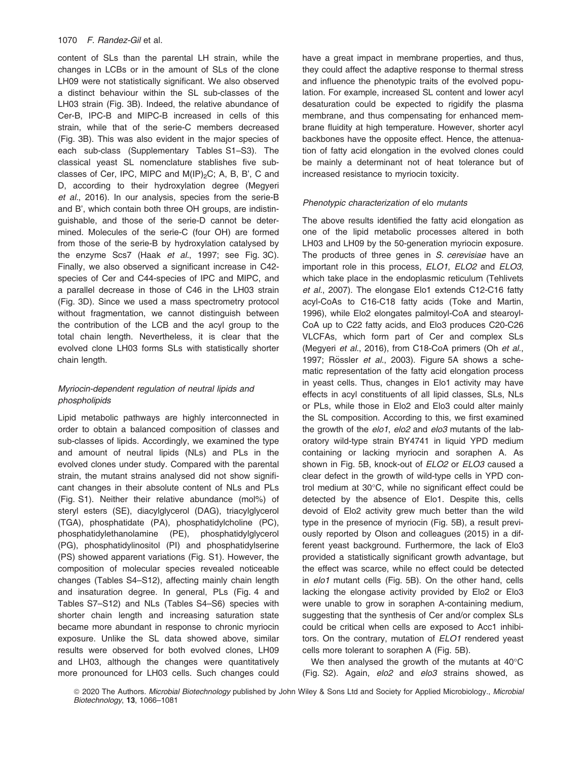content of SLs than the parental LH strain, while the changes in LCBs or in the amount of SLs of the clone LH09 were not statistically significant. We also observed a distinct behaviour within the SL sub-classes of the LH03 strain (Fig. 3B). Indeed, the relative abundance of Cer-B, IPC-B and MIPC-B increased in cells of this strain, while that of the serie-C members decreased (Fig. 3B). This was also evident in the major species of each sub-class (Supplementary Tables S1–S3). The classical yeast SL nomenclature stablishes five sub-classes of Cer, IPC, MIPC and M(IP)$_2$C; A, B, B', C and D, according to their hydroxylation degree (Megyeri *et al*., 2016). In our analysis, species from the serie-B and B', which contain both three OH groups, are indistinguishable, and those of the serie-D cannot be determined. Molecules of the serie-C (four OH) are formed from those of the serie-B by hydroxylation catalysed by the enzyme Scs7 (Haak *et al*., 1997; see Fig. 3C). Finally, we also observed a significant increase in C42-species of Cer and C44-species of IPC and MIPC, and a parallel decrease in those of C46 in the LH03 strain (Fig. 3D). Since we used a mass spectrometry protocol without fragmentation, we cannot distinguish between the contribution of the LCB and the acyl group to the total chain length. Nevertheless, it is clear that the evolved clone LH03 forms SLs with statistically shorter chain length.

### *Myriocin-dependent regulation of neutral lipids and phospholipids*

Lipid metabolic pathways are highly interconnected in order to obtain a balanced composition of classes and sub-classes of lipids. Accordingly, we examined the type and amount of neutral lipids (NLs) and PLs in the evolved clones under study. Compared with the parental strain, the mutant strains analysed did not show significant changes in their absolute content of NLs and PLs (Fig. S1). Neither their relative abundance (mol%) of steryl esters (SE), diacylglycerol (DAG), triacylglycerol (TGA), phosphatidate (PA), phosphatidylcholine (PC), phosphatidylethanolamine (PE), phosphatidylglycerol (PG), phosphatidylinositol (PI) and phosphatidylserine (PS) showed apparent variations (Fig. S1). However, the composition of molecular species revealed noticeable changes (Tables S4–S12), affecting mainly chain length and insaturation degree. In general, PLs (Fig. 4 and Tables S7–S12) and NLs (Tables S4–S6) species with shorter chain length and increasing saturation state became more abundant in response to chronic myriocin exposure. Unlike the SL data showed above, similar results were observed for both evolved clones, LH09 and LH03, although the changes were quantitatively more pronounced for LH03 cells. Such changes could have a great impact in membrane properties, and thus, they could affect the adaptive response to thermal stress and influence the phenotypic traits of the evolved population. For example, increased SL content and lower acyl desaturation could be expected to rigidify the plasma membrane, and thus compensating for enhanced membrane fluidity at high temperature. However, shorter acyl backbones have the opposite effect. Hence, the attenuation of fatty acid elongation in the evolved clones could be mainly a determinant not of heat tolerance but of increased resistance to myriocin toxicity.

### *Phenotypic characterization of* elo *mutants*

The above results identified the fatty acid elongation as one of the lipid metabolic processes altered in both LH03 and LH09 by the 50-generation myriocin exposure. The products of three genes in *S. cerevisiae* have an important role in this process, *ELO1*, *ELO2* and *ELO3,* which take place in the endoplasmic reticulum (Tehlivets *et al*., 2007). The elongase Elo1 extends C12-C16 fatty acyl-CoAs to C16-C18 fatty acids (Toke and Martin, 1996), while Elo2 elongates palmitoyl-CoA and stearoyl-CoA up to C22 fatty acids, and Elo3 produces C20-C26 VLCFAs, which form part of Cer and complex SLs (Megyeri *et al*., 2016), from C18-CoA primers (Oh *et al*., 1997; Rössler *et al*., 2003). Figure 5A shows a schematic representation of the fatty acid elongation process in yeast cells. Thus, changes in Elo1 activity may have effects in acyl constituents of all lipid classes, SLs, NLs or PLs, while those in Elo2 and Elo3 could alter mainly the SL composition. According to this, we first examined the growth of the *elo1*, *elo2* and *elo3* mutants of the laboratory wild-type strain BY4741 in liquid YPD medium containing or lacking myriocin and soraphen A. As shown in Fig. 5B, knock-out of *ELO2* or *ELO3* caused a clear defect in the growth of wild-type cells in YPD control medium at 30°C, while no significant effect could be detected by the absence of Elo1. Despite this, cells devoid of Elo2 activity grew much better than the wild type in the presence of myriocin (Fig. 5B), a result previously reported by Olson and colleagues (2015) in a different yeast background. Furthermore, the lack of Elo3 provided a statistically significant growth advantage, but the effect was scarce, while no effect could be detected in *elo1* mutant cells (Fig. 5B). On the other hand, cells lacking the elongase activity provided by Elo2 or Elo3 were unable to grow in soraphen A-containing medium, suggesting that the synthesis of Cer and/or complex SLs could be critical when cells are exposed to Acc1 inhibitors. On the contrary, mutation of *ELO1* rendered yeast cells more tolerant to soraphen A (Fig. 5B).

We then analysed the growth of the mutants at 40°C (Fig. S2). Again, *elo2* and *elo3* strains showed, as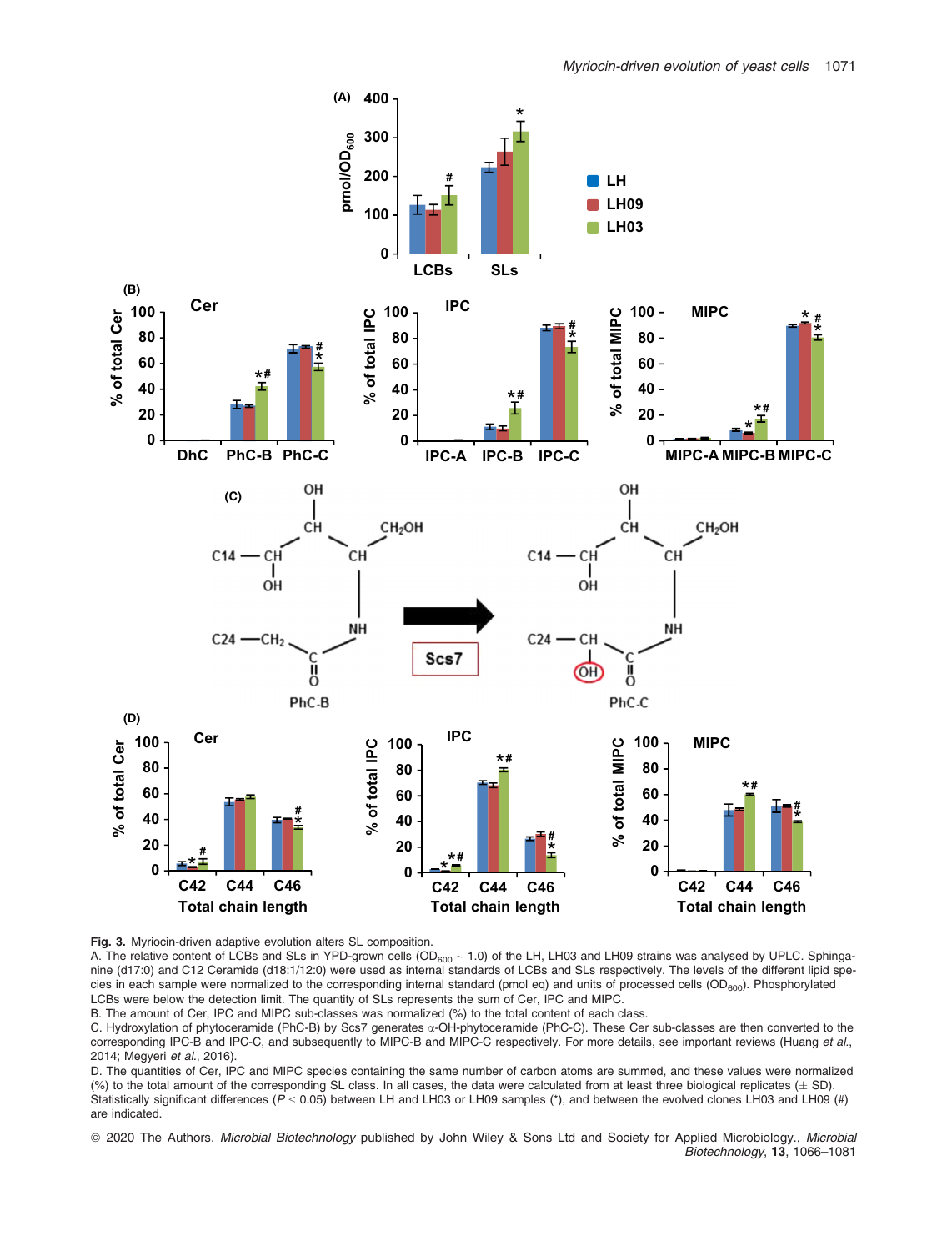**Fig. 3.** Myriocin-driven adaptive evolution alters SL composition.

A. The relative content of LCBs and SLs in YPD-grown cells ($OD_{600} \sim 1.0$) of the LH, LH03 and LH09 strains was analysed by UPLC. Sphinganine (d17:0) and C12 Ceramide (d18:1/12:0) were used as internal standards of LCBs and SLs respectively. The levels of the different lipid species in each sample were normalized to the corresponding internal standard (pmol eq) and units of processed cells ($OD_{600}$). Phosphorylated LCBs were below the detection limit. The quantity of SLs represents the sum of Cer, IPC and MIPC.

B. The amount of Cer, IPC and MIPC sub-classes was normalized (%) to the total content of each class.

C. Hydroxylation of phytoceramide (PhC-B) by Scs7 generates α-OH-phytoceramide (PhC-C). These Cer sub-classes are then converted to the corresponding IPC-B and IPC-C, and subsequently to MIPC-B and MIPC-C respectively. For more details, see important reviews (Huang *et al.*, 2014; Megyeri *et al.*, 2016).

D. The quantities of Cer, IPC and MIPC species containing the same number of carbon atoms are summed, and these values were normalized (%) to the total amount of the corresponding SL class. In all cases, the data were calculated from at least three biological replicates (± SD). Statistically significant differences ($P < 0.05$) between LH and LH03 or LH09 samples (*), and between the evolved clones LH03 and LH09 (#) are indicated.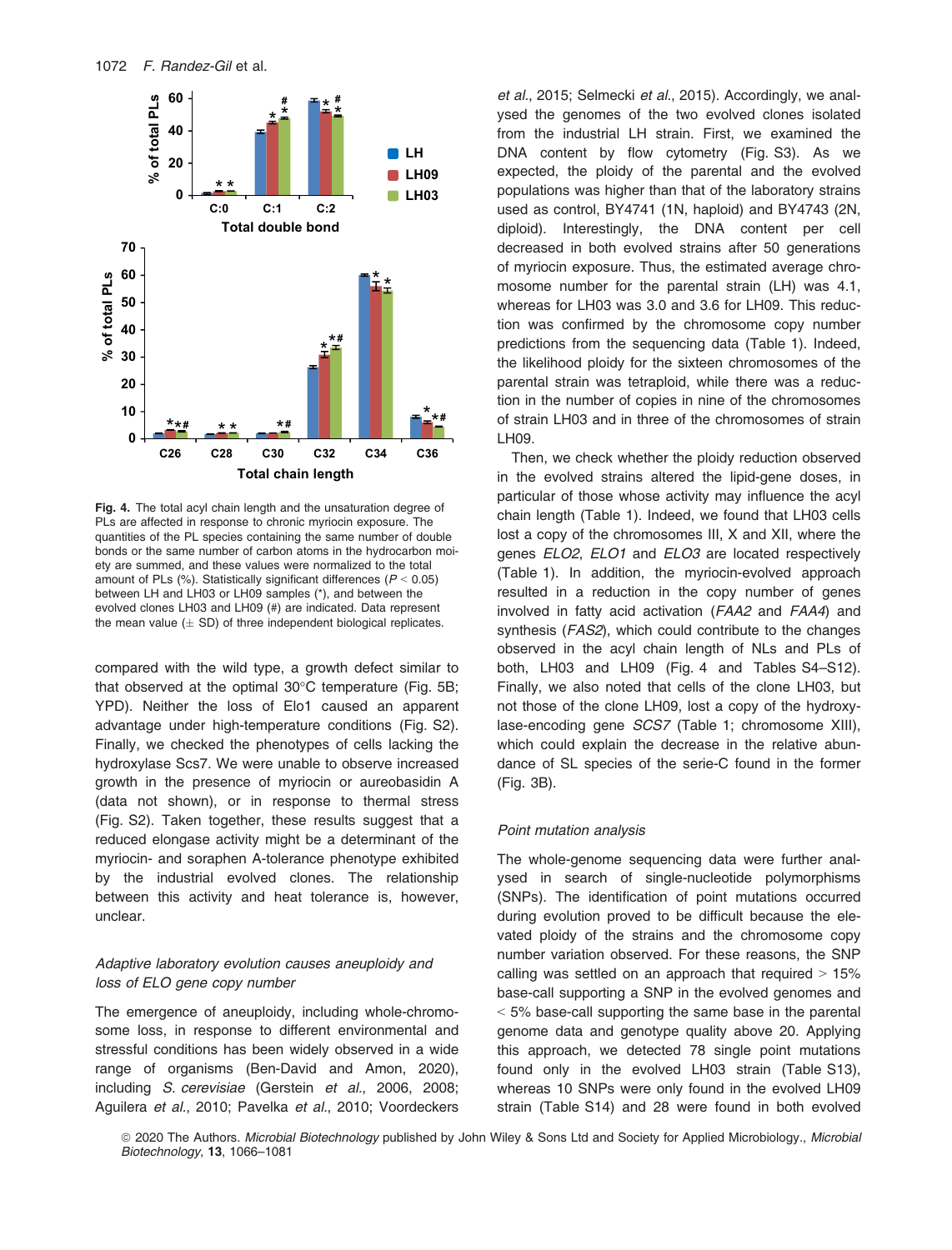Fig. 4. The total acyl chain length and the unsaturation degree of PLs are affected in response to chronic myriocin exposure. The quantities of the PL species containing the same number of double bonds or the same number of carbon atoms in the hydrocarbon moiety are summed, and these values were normalized to the total amount of PLs (%). Statistically significant differences ($P < 0.05$) between LH and LH03 or LH09 samples (*), and between the evolved clones LH03 and LH09 (#) are indicated. Data represent the mean value (± SD) of three independent biological replicates.

compared with the wild type, a growth defect similar to that observed at the optimal 30°C temperature (Fig. 5B; YPD). Neither the loss of Elo1 caused an apparent advantage under high-temperature conditions (Fig. S2). Finally, we checked the phenotypes of cells lacking the hydroxylase Scs7. We were unable to observe increased growth in the presence of myriocin or aureobasidin A (data not shown), or in response to thermal stress (Fig. S2). Taken together, these results suggest that a reduced elongase activity might be a determinant of the myriocin- and soraphen A-tolerance phenotype exhibited by the industrial evolved clones. The relationship between this activity and heat tolerance is, however, unclear.

### *Adaptive laboratory evolution causes aneuploidy and loss of ELO gene copy number*

The emergence of aneuploidy, including whole-chromosome loss, in response to different environmental and stressful conditions has been widely observed in a wide range of organisms (Ben-David and Amon, 2020), including *S. cerevisiae* (Gerstein *et al*., 2006, 2008; Aguilera *et al*., 2010; Pavelka *et al*., 2010; Voordeckers *et al*., 2015; Selmecki *et al*., 2015). Accordingly, we analysed the genomes of the two evolved clones isolated from the industrial LH strain. First, we examined the DNA content by flow cytometry (Fig. S3). As we expected, the ploidy of the parental and the evolved populations was higher than that of the laboratory strains used as control, BY4741 (1N, haploid) and BY4743 (2N, diploid). Interestingly, the DNA content per cell decreased in both evolved strains after 50 generations of myriocin exposure. Thus, the estimated average chromosome number for the parental strain (LH) was 4.1, whereas for LH03 was 3.0 and 3.6 for LH09. This reduction was confirmed by the chromosome copy number predictions from the sequencing data (Table 1). Indeed, the likelihood ploidy for the sixteen chromosomes of the parental strain was tetraploid, while there was a reduction in the number of copies in nine of the chromosomes of strain LH03 and in three of the chromosomes of strain LH09.

Then, we check whether the ploidy reduction observed in the evolved strains altered the lipid-gene doses, in particular of those whose activity may influence the acyl chain length (Table 1). Indeed, we found that LH03 cells lost a copy of the chromosomes III, X and XII, where the genes *ELO2*, *ELO1* and *ELO3* are located respectively (Table 1). In addition, the myriocin-evolved approach resulted in a reduction in the copy number of genes involved in fatty acid activation (*FAA2* and *FAA4*) and synthesis (*FAS2*), which could contribute to the changes observed in the acyl chain length of NLs and PLs of both, LH03 and LH09 (Fig. 4 and Tables S4–S12). Finally, we also noted that cells of the clone LH03, but not those of the clone LH09, lost a copy of the hydroxylase-encoding gene *SCS7* (Table 1; chromosome XIII), which could explain the decrease in the relative abundance of SL species of the serie-C found in the former (Fig. 3B).

### *Point mutation analysis*

The whole-genome sequencing data were further analysed in search of single-nucleotide polymorphisms (SNPs). The identification of point mutations occurred during evolution proved to be difficult because the elevated ploidy of the strains and the chromosome copy number variation observed. For these reasons, the SNP calling was settled on an approach that required > 15% base-call supporting a SNP in the evolved genomes and < 5% base-call supporting the same base in the parental genome data and genotype quality above 20. Applying this approach, we detected 78 single point mutations found only in the evolved LH03 strain (Table S13), whereas 10 SNPs were only found in the evolved LH09 strain (Table S14) and 28 were found in both evolved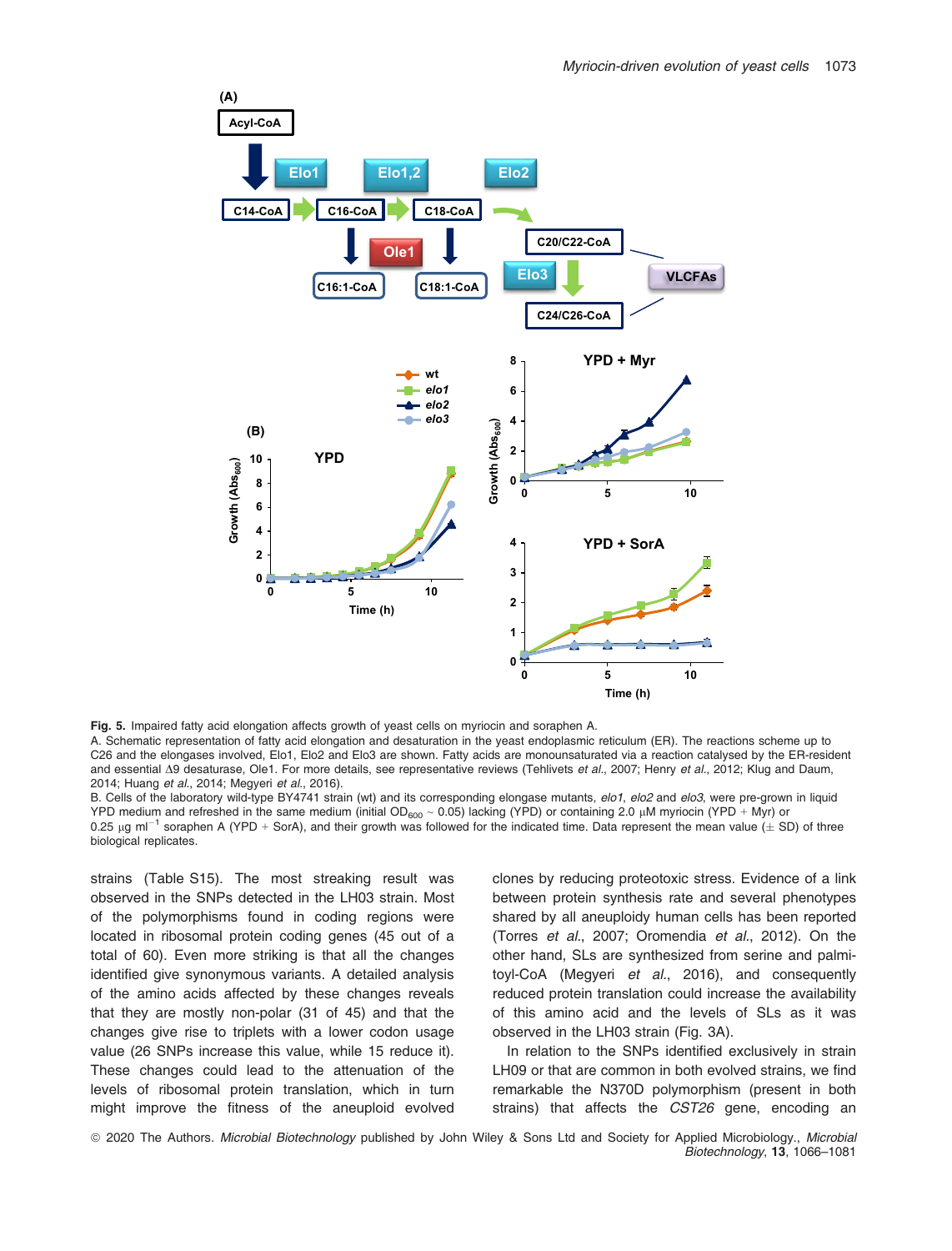Fig. 5. Impaired fatty acid elongation affects growth of yeast cells on myriocin and soraphen A.
A. Schematic representation of fatty acid elongation and desaturation in the yeast endoplasmic reticulum (ER). The reactions scheme up to C26 and the elongases involved, Elo1, Elo2 and Elo3 are shown. Fatty acids are monounsaturated via a reaction catalysed by the ER-resident and essential Δ9 desaturase, Ole1. For more details, see representative reviews (Tehlivets *et al*., 2007; Henry *et al*., 2012; Klug and Daum, 2014; Huang *et al*., 2014; Megyeri *et al*., 2016).
B. Cells of the laboratory wild-type BY4741 strain (wt) and its corresponding elongase mutants, *elo1*, *elo2* and *elo3*, were pre-grown in liquid YPD medium and refreshed in the same medium (initial $OD_{600}$ ~ 0.05) lacking (YPD) or containing 2.0 μM myriocin (YPD + Myr) or 0.25 μg $ml^{-1}$ soraphen A (YPD + SorA), and their growth was followed for the indicated time. Data represent the mean value (± SD) of three biological replicates.

strains (Table S15). The most streaking result was observed in the SNPs detected in the LH03 strain. Most of the polymorphisms found in coding regions were located in ribosomal protein coding genes (45 out of a total of 60). Even more striking is that all the changes identified give synonymous variants. A detailed analysis of the amino acids affected by these changes reveals that they are mostly non-polar (31 of 45) and that the changes give rise to triplets with a lower codon usage value (26 SNPs increase this value, while 15 reduce it). These changes could lead to the attenuation of the levels of ribosomal protein translation, which in turn might improve the fitness of the aneuploid evolved clones by reducing proteotoxic stress. Evidence of a link between protein synthesis rate and several phenotypes shared by all aneuploidy human cells has been reported (Torres *et al*., 2007; Oromendia *et al*., 2012). On the other hand, SLs are synthesized from serine and palmitoyl-CoA (Megyeri *et al*., 2016), and consequently reduced protein translation could increase the availability of this amino acid and the levels of SLs as it was observed in the LH03 strain (Fig. 3A).

In relation to the SNPs identified exclusively in strain LH09 or that are common in both evolved strains, we find remarkable the N370D polymorphism (present in both strains) that affects the *CST26* gene, encoding an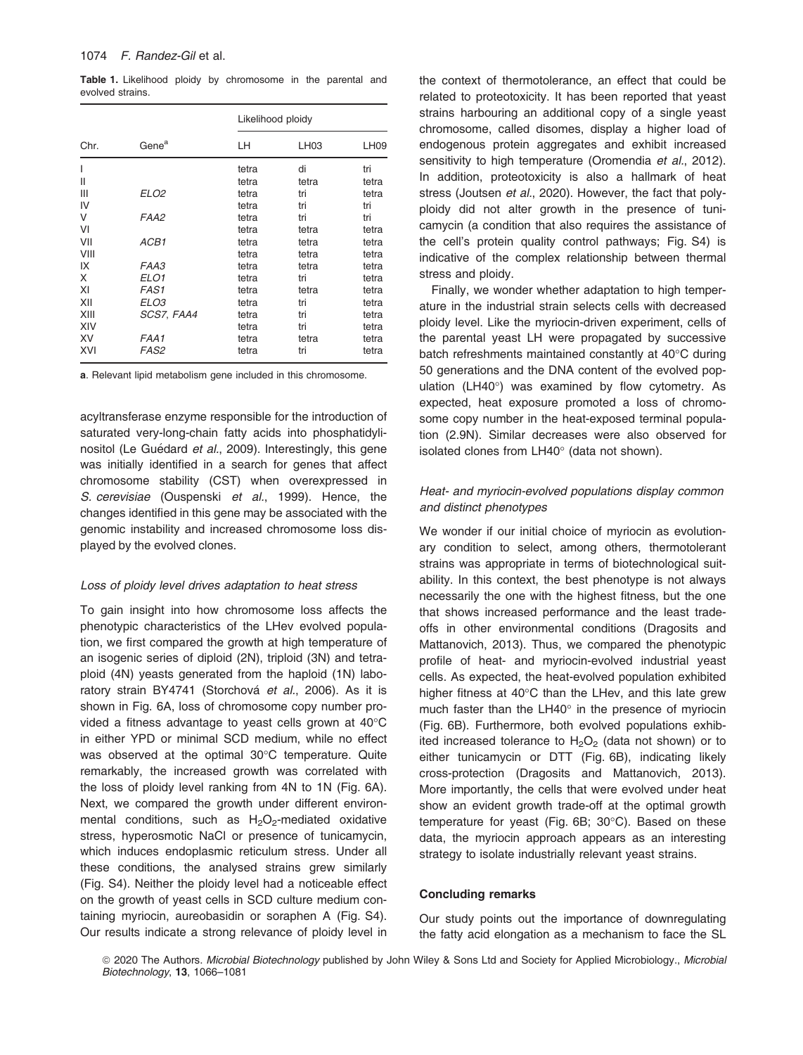**Table 1.** Likelihood ploidy by chromosome in the parental and evolved strains.

| Chr. | Gene[a] | Likelihood ploidy | | |
|---|---|---|---|---|
| | | LH | LH03 | LH09 |
| I | | tetra | di | tri |
| II | | tetra | tetra | tetra |
| III | *ELO2* | tetra | tri | tetra |
| IV | | tetra | tri | tri |
| V | *FAA2* | tetra | tri | tri |
| VI | | tetra | tetra | tetra |
| VII | *ACB1* | tetra | tetra | tetra |
| VIII | | tetra | tetra | tetra |
| IX | *FAA3* | tetra | tetra | tetra |
| X | *ELO1* | tetra | tri | tetra |
| XI | *FAS1* | tetra | tetra | tetra |
| XII | *ELO3* | tetra | tri | tetra |
| XIII | *SCS7, FAA4* | tetra | tri | tetra |
| XIV | | tetra | tri | tetra |
| XV | *FAA1* | tetra | tetra | tetra |
| XVI | *FAS2* | tetra | tri | tetra |

**a**. Relevant lipid metabolism gene included in this chromosome.

acyltransferase enzyme responsible for the introduction of saturated very-long-chain fatty acids into phosphatidylinositol (Le Guédard *et al.*, 2009). Interestingly, this gene was initially identified in a search for genes that affect chromosome stability (CST) when overexpressed in *S. cerevisiae* (Ouspenski *et al.*, 1999). Hence, the changes identified in this gene may be associated with the genomic instability and increased chromosome loss displayed by the evolved clones.

### *Loss of ploidy level drives adaptation to heat stress*

To gain insight into how chromosome loss affects the phenotypic characteristics of the LHev evolved population, we first compared the growth at high temperature of an isogenic series of diploid (2N), triploid (3N) and tetraploid (4N) yeasts generated from the haploid (1N) laboratory strain BY4741 (Storchová *et al.*, 2006). As it is shown in Fig. 6A, loss of chromosome copy number provided a fitness advantage to yeast cells grown at 40°C in either YPD or minimal SCD medium, while no effect was observed at the optimal 30°C temperature. Quite remarkably, the increased growth was correlated with the loss of ploidy level ranking from 4N to 1N (Fig. 6A). Next, we compared the growth under different environmental conditions, such as $H_2O_2$-mediated oxidative stress, hyperosmotic NaCl or presence of tunicamycin, which induces endoplasmic reticulum stress. Under all these conditions, the analysed strains grew similarly (Fig. S4). Neither the ploidy level had a noticeable effect on the growth of yeast cells in SCD culture medium containing myriocin, aureobasidin or soraphen A (Fig. S4). Our results indicate a strong relevance of ploidy level in the context of thermotolerance, an effect that could be related to proteotoxicity. It has been reported that yeast strains harbouring an additional copy of a single yeast chromosome, called disomes, display a higher load of endogenous protein aggregates and exhibit increased sensitivity to high temperature (Oromendia *et al.*, 2012). In addition, proteotoxicity is also a hallmark of heat stress (Joutsen *et al.*, 2020). However, the fact that polyploidy did not alter growth in the presence of tunicamycin (a condition that also requires the assistance of the cell's protein quality control pathways; Fig. S4) is indicative of the complex relationship between thermal stress and ploidy.

Finally, we wonder whether adaptation to high temperature in the industrial strain selects cells with decreased ploidy level. Like the myriocin-driven experiment, cells of the parental yeast LH were propagated by successive batch refreshments maintained constantly at 40°C during 50 generations and the DNA content of the evolved population (LH40°) was examined by flow cytometry. As expected, heat exposure promoted a loss of chromosome copy number in the heat-exposed terminal population (2.9N). Similar decreases were also observed for isolated clones from LH40° (data not shown).

### *Heat- and myriocin-evolved populations display common and distinct phenotypes*

We wonder if our initial choice of myriocin as evolutionary condition to select, among others, thermotolerant strains was appropriate in terms of biotechnological suitability. In this context, the best phenotype is not always necessarily the one with the highest fitness, but the one that shows increased performance and the least trade-offs in other environmental conditions (Dragosits and Mattanovich, 2013). Thus, we compared the phenotypic profile of heat- and myriocin-evolved industrial yeast cells. As expected, the heat-evolved population exhibited higher fitness at 40°C than the LHev, and this late grew much faster than the LH40° in the presence of myriocin (Fig. 6B). Furthermore, both evolved populations exhibited increased tolerance to $H_2O_2$ (data not shown) or to either tunicamycin or DTT (Fig. 6B), indicating likely cross-protection (Dragosits and Mattanovich, 2013). More importantly, the cells that were evolved under heat show an evident growth trade-off at the optimal growth temperature for yeast (Fig. 6B; 30°C). Based on these data, the myriocin approach appears as an interesting strategy to isolate industrially relevant yeast strains.

## Concluding remarks

Our study points out the importance of downregulating the fatty acid elongation as a mechanism to face the SL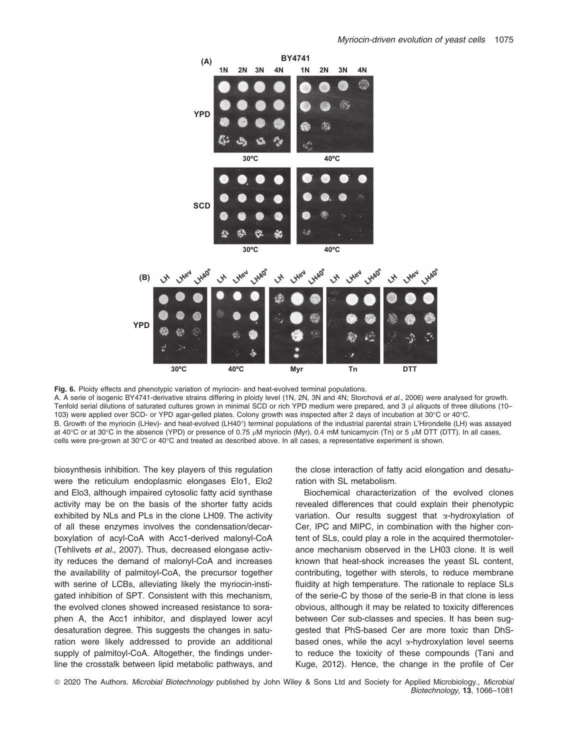**Fig. 6.** Ploidy effects and phenotypic variation of myriocin- and heat-evolved terminal populations.
A. A serie of isogenic BY4741-derivative strains differing in ploidy level (1N, 2N, 3N and 4N; Storchová *et al.*, 2006) were analysed for growth. Tenfold serial dilutions of saturated cultures grown in minimal SCD or rich YPD medium were prepared, and 3 μl aliquots of three dilutions (10–103) were applied over SCD- or YPD agar-gelled plates. Colony growth was inspected after 2 days of incubation at 30°C or 40°C.
B. Growth of the myriocin (LHev)- and heat-evolved (LH40°) terminal populations of the industrial parental strain L'Hirondelle (LH) was assayed at 40°C or at 30°C in the absence (YPD) or presence of 0.75 μM myriocin (Myr), 0.4 mM tunicamycin (Tn) or 5 μM DTT (DTT). In all cases, cells were pre-grown at 30°C or 40°C and treated as described above. In all cases, a representative experiment is shown.

biosynthesis inhibition. The key players of this regulation were the reticulum endoplasmic elongases Elo1, Elo2 and Elo3, although impaired cytosolic fatty acid synthase activity may be on the basis of the shorter fatty acids exhibited by NLs and PLs in the clone LH09. The activity of all these enzymes involves the condensation/decarboxylation of acyl-CoA with Acc1-derived malonyl-CoA (Tehlivets *et al.*, 2007). Thus, decreased elongase activity reduces the demand of malonyl-CoA and increases the availability of palmitoyl-CoA, the precursor together with serine of LCBs, alleviating likely the myriocin-instigated inhibition of SPT. Consistent with this mechanism, the evolved clones showed increased resistance to soraphen A, the Acc1 inhibitor, and displayed lower acyl desaturation degree. This suggests the changes in saturation were likely addressed to provide an additional supply of palmitoyl-CoA. Altogether, the findings underline the crosstalk between lipid metabolic pathways, and the close interaction of fatty acid elongation and desaturation with SL metabolism.

Biochemical characterization of the evolved clones revealed differences that could explain their phenotypic variation. Our results suggest that α-hydroxylation of Cer, IPC and MIPC, in combination with the higher content of SLs, could play a role in the acquired thermotolerance mechanism observed in the LH03 clone. It is well known that heat-shock increases the yeast SL content, contributing, together with sterols, to reduce membrane fluidity at high temperature. The rationale to replace SLs of the serie-C by those of the serie-B in that clone is less obvious, although it may be related to toxicity differences between Cer sub-classes and species. It has been suggested that PhS-based Cer are more toxic than DhS-based ones, while the acyl α-hydroxylation level seems to reduce the toxicity of these compounds (Tani and Kuge, 2012). Hence, the change in the profile of Cer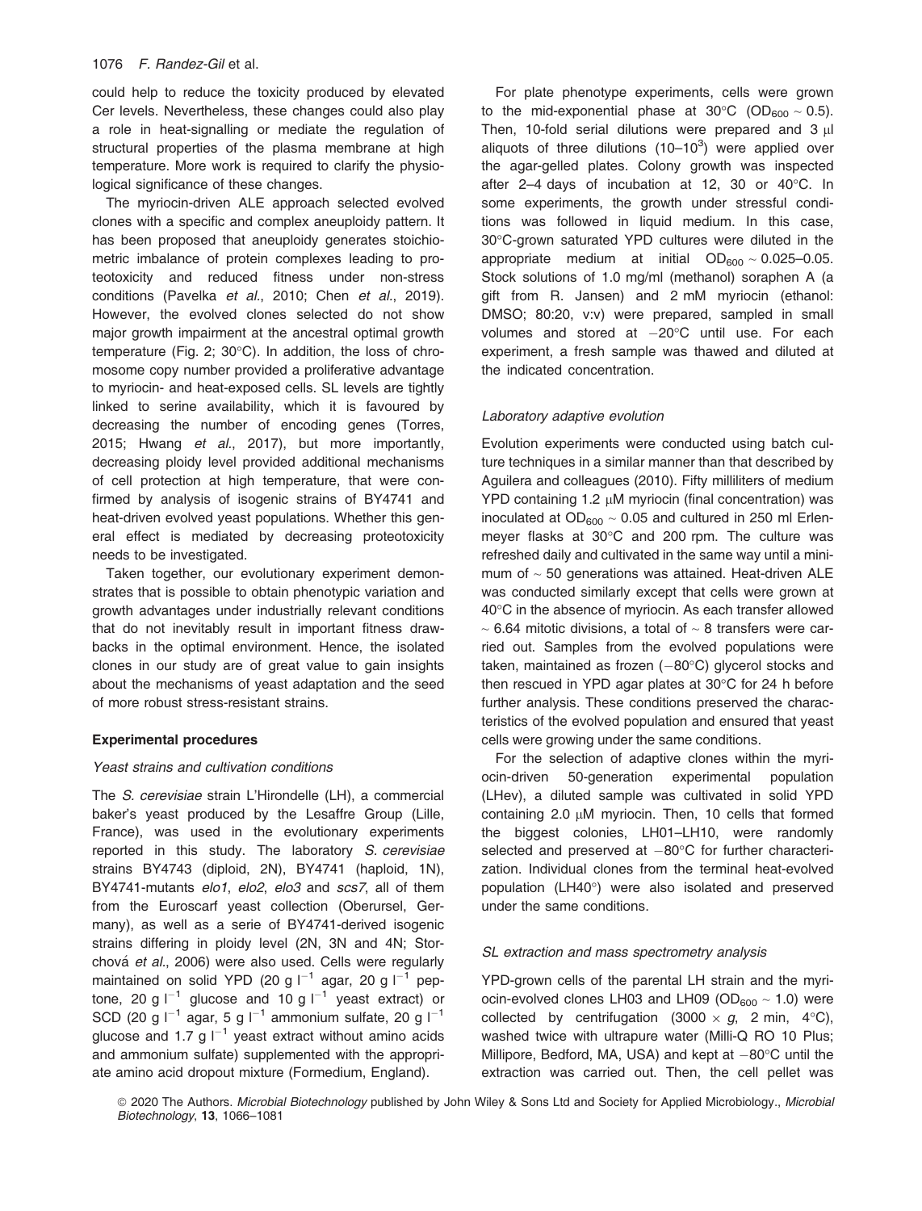could help to reduce the toxicity produced by elevated Cer levels. Nevertheless, these changes could also play a role in heat-signalling or mediate the regulation of structural properties of the plasma membrane at high temperature. More work is required to clarify the physiological significance of these changes.

The myriocin-driven ALE approach selected evolved clones with a specific and complex aneuploidy pattern. It has been proposed that aneuploidy generates stoichiometric imbalance of protein complexes leading to proteotoxicity and reduced fitness under non-stress conditions (Pavelka *et al*., 2010; Chen *et al*., 2019). However, the evolved clones selected do not show major growth impairment at the ancestral optimal growth temperature (Fig. 2; 30°C). In addition, the loss of chromosome copy number provided a proliferative advantage to myriocin- and heat-exposed cells. SL levels are tightly linked to serine availability, which it is favoured by decreasing the number of encoding genes (Torres, 2015; Hwang *et al*., 2017), but more importantly, decreasing ploidy level provided additional mechanisms of cell protection at high temperature, that were confirmed by analysis of isogenic strains of BY4741 and heat-driven evolved yeast populations. Whether this general effect is mediated by decreasing proteotoxicity needs to be investigated.

Taken together, our evolutionary experiment demonstrates that is possible to obtain phenotypic variation and growth advantages under industrially relevant conditions that do not inevitably result in important fitness drawbacks in the optimal environment. Hence, the isolated clones in our study are of great value to gain insights about the mechanisms of yeast adaptation and the seed of more robust stress-resistant strains.

## Experimental procedures

### *Yeast strains and cultivation conditions*

The *S. cerevisiae* strain L'Hirondelle (LH), a commercial baker's yeast produced by the Lesaffre Group (Lille, France), was used in the evolutionary experiments reported in this study. The laboratory *S. cerevisiae* strains BY4743 (diploid, 2N), BY4741 (haploid, 1N), BY4741-mutants *elo1*, *elo2*, *elo3* and *scs7*, all of them from the Euroscarf yeast collection (Oberursel, Germany), as well as a serie of BY4741-derived isogenic strains differing in ploidy level (2N, 3N and 4N; Storchová *et al*., 2006) were also used. Cells were regularly maintained on solid YPD (20 g $l^{-1}$ agar, 20 g $l^{-1}$ peptone, 20 g $l^{-1}$ glucose and 10 g $l^{-1}$ yeast extract) or SCD (20 g $l^{-1}$ agar, 5 g $l^{-1}$ ammonium sulfate, 20 g $l^{-1}$ glucose and 1.7 g $l^{-1}$ yeast extract without amino acids and ammonium sulfate) supplemented with the appropriate amino acid dropout mixture (Formedium, England).

For plate phenotype experiments, cells were grown to the mid-exponential phase at 30°C ($OD_{600}$ ~ 0.5). Then, 10-fold serial dilutions were prepared and 3 μl aliquots of three dilutions (10–$10^3$) were applied over the agar-gelled plates. Colony growth was inspected after 2–4 days of incubation at 12, 30 or 40°C. In some experiments, the growth under stressful conditions was followed in liquid medium. In this case, 30°C-grown saturated YPD cultures were diluted in the appropriate medium at initial $OD_{600}$ ~ 0.025–0.05. Stock solutions of 1.0 mg/ml (methanol) soraphen A (a gift from R. Jansen) and 2 mM myriocin (ethanol: DMSO; 80:20, v:v) were prepared, sampled in small volumes and stored at −20°C until use. For each experiment, a fresh sample was thawed and diluted at the indicated concentration.

### *Laboratory adaptive evolution*

Evolution experiments were conducted using batch culture techniques in a similar manner than that described by Aguilera and colleagues (2010). Fifty milliliters of medium YPD containing 1.2 μM myriocin (final concentration) was inoculated at $OD_{600}$ ~ 0.05 and cultured in 250 ml Erlenmeyer flasks at 30°C and 200 rpm. The culture was refreshed daily and cultivated in the same way until a minimum of ~ 50 generations was attained. Heat-driven ALE was conducted similarly except that cells were grown at 40°C in the absence of myriocin. As each transfer allowed ~ 6.64 mitotic divisions, a total of ~ 8 transfers were carried out. Samples from the evolved populations were taken, maintained as frozen (−80°C) glycerol stocks and then rescued in YPD agar plates at 30°C for 24 h before further analysis. These conditions preserved the characteristics of the evolved population and ensured that yeast cells were growing under the same conditions.

For the selection of adaptive clones within the myriocin-driven 50-generation experimental population (LHev), a diluted sample was cultivated in solid YPD containing 2.0 μM myriocin. Then, 10 cells that formed the biggest colonies, LH01–LH10, were randomly selected and preserved at −80°C for further characterization. Individual clones from the terminal heat-evolved population (LH40°) were also isolated and preserved under the same conditions.

### *SL extraction and mass spectrometry analysis*

YPD-grown cells of the parental LH strain and the myriocin-evolved clones LH03 and LH09 ($OD_{600}$ ~ 1.0) were collected by centrifugation (3000 × *g*, 2 min, 4°C), washed twice with ultrapure water (Milli-Q RO 10 Plus; Millipore, Bedford, MA, USA) and kept at −80°C until the extraction was carried out. Then, the cell pellet was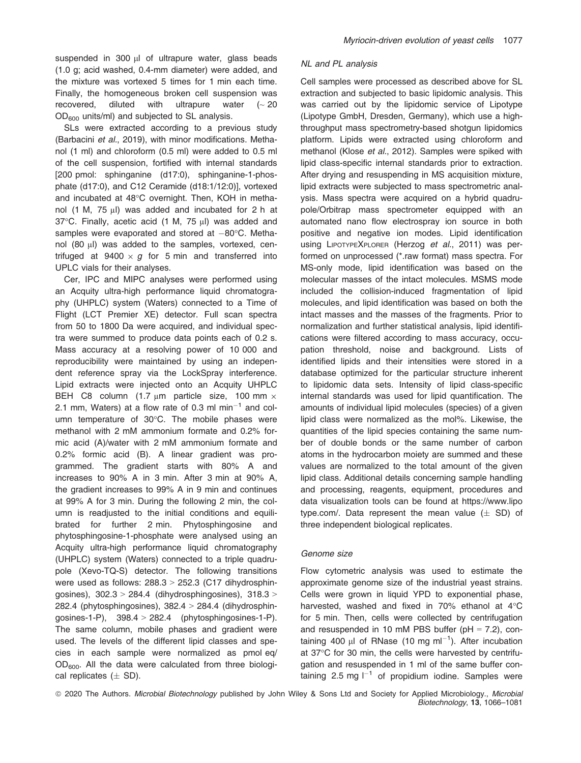suspended in 300 μl of ultrapure water, glass beads (1.0 g; acid washed, 0.4-mm diameter) were added, and the mixture was vortexed 5 times for 1 min each time. Finally, the homogeneous broken cell suspension was recovered, diluted with ultrapure water (~ 20 $OD_{600}$ units/ml) and subjected to SL analysis.

SLs were extracted according to a previous study (Barbacini *et al*., 2019), with minor modifications. Methanol (1 ml) and chloroform (0.5 ml) were added to 0.5 ml of the cell suspension, fortified with internal standards [200 pmol: sphinganine (d17:0), sphinganine-1-phosphate (d17:0), and C12 Ceramide (d18:1/12:0)], vortexed and incubated at 48°C overnight. Then, KOH in methanol (1 M, 75 μl) was added and incubated for 2 h at 37°C. Finally, acetic acid (1 M, 75 μl) was added and samples were evaporated and stored at −80°C. Methanol (80 μl) was added to the samples, vortexed, centrifuged at 9400 × *g* for 5 min and transferred into UPLC vials for their analyses.

Cer, IPC and MIPC analyses were performed using an Acquity ultra-high performance liquid chromatography (UHPLC) system (Waters) connected to a Time of Flight (LCT Premier XE) detector. Full scan spectra from 50 to 1800 Da were acquired, and individual spectra were summed to produce data points each of 0.2 s. Mass accuracy at a resolving power of 10 000 and reproducibility were maintained by using an independent reference spray via the LockSpray interference. Lipid extracts were injected onto an Acquity UHPLC BEH C8 column (1.7 μm particle size, 100 mm × 2.1 mm, Waters) at a flow rate of 0.3 ml $min^{-1}$ and column temperature of 30°C. The mobile phases were methanol with 2 mM ammonium formate and 0.2% formic acid (A)/water with 2 mM ammonium formate and 0.2% formic acid (B). A linear gradient was programmed. The gradient starts with 80% A and increases to 90% A in 3 min. After 3 min at 90% A, the gradient increases to 99% A in 9 min and continues at 99% A for 3 min. During the following 2 min, the column is readjusted to the initial conditions and equilibrated for further 2 min. Phytosphingosine and phytosphingosine-1-phosphate were analysed using an Acquity ultra-high performance liquid chromatography (UHPLC) system (Waters) connected to a triple quadrupole (Xevo-TQ-S) detector. The following transitions were used as follows: 288.3 > 252.3 (C17 dihydrosphingosines), 302.3 > 284.4 (dihydrosphingosines), 318.3 > 282.4 (phytosphingosines), 382.4 > 284.4 (dihydrosphingosines-1-P), 398.4 > 282.4 (phytosphingosines-1-P). The same column, mobile phases and gradient were used. The levels of the different lipid classes and species in each sample were normalized as pmol eq/ $OD_{600}$. All the data were calculated from three biological replicates (± SD).

### NL and PL analysis

Cell samples were processed as described above for SL extraction and subjected to basic lipidomic analysis. This was carried out by the lipidomic service of Lipotype (Lipotype GmbH, Dresden, Germany), which use a high-throughput mass spectrometry-based shotgun lipidomics platform. Lipids were extracted using chloroform and methanol (Klose *et al*., 2012). Samples were spiked with lipid class-specific internal standards prior to extraction. After drying and resuspending in MS acquisition mixture, lipid extracts were subjected to mass spectrometric analysis. Mass spectra were acquired on a hybrid quadrupole/Orbitrap mass spectrometer equipped with an automated nano flow electrospray ion source in both positive and negative ion modes. Lipid identification using LipotypeXplorer (Herzog *et al*., 2011) was performed on unprocessed (*.raw format) mass spectra. For MS-only mode, lipid identification was based on the molecular masses of the intact molecules. MSMS mode included the collision-induced fragmentation of lipid molecules, and lipid identification was based on both the intact masses and the masses of the fragments. Prior to normalization and further statistical analysis, lipid identifications were filtered according to mass accuracy, occupation threshold, noise and background. Lists of identified lipids and their intensities were stored in a database optimized for the particular structure inherent to lipidomic data sets. Intensity of lipid class-specific internal standards was used for lipid quantification. The amounts of individual lipid molecules (species) of a given lipid class were normalized as the mol%. Likewise, the quantities of the lipid species containing the same number of double bonds or the same number of carbon atoms in the hydrocarbon moiety are summed and these values are normalized to the total amount of the given lipid class. Additional details concerning sample handling and processing, reagents, equipment, procedures and data visualization tools can be found at https://www.lipotype.com/. Data represent the mean value (± SD) of three independent biological replicates.

### Genome size

Flow cytometric analysis was used to estimate the approximate genome size of the industrial yeast strains. Cells were grown in liquid YPD to exponential phase, harvested, washed and fixed in 70% ethanol at 4°C for 5 min. Then, cells were collected by centrifugation and resuspended in 10 mM PBS buffer (pH = 7.2), containing 400 μl of RNase (10 mg $ml^{-1}$). After incubation at 37°C for 30 min, the cells were harvested by centrifugation and resuspended in 1 ml of the same buffer containing 2.5 mg $l^{-1}$ of propidium iodine. Samples were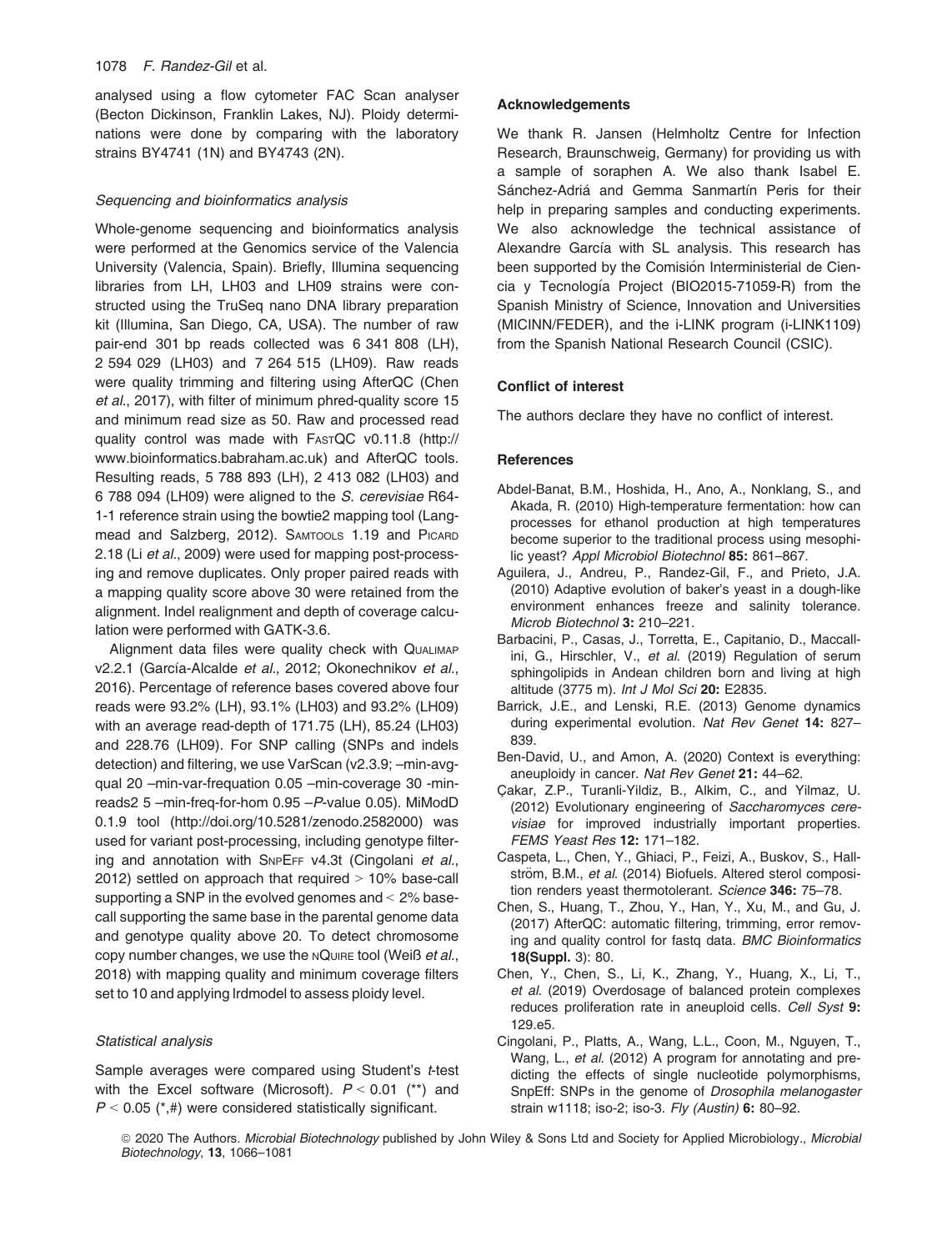analysed using a flow cytometer FAC Scan analyser (Becton Dickinson, Franklin Lakes, NJ). Ploidy determinations were done by comparing with the laboratory strains BY4741 (1N) and BY4743 (2N).

### *Sequencing and bioinformatics analysis*

Whole-genome sequencing and bioinformatics analysis were performed at the Genomics service of the Valencia University (Valencia, Spain). Briefly, Illumina sequencing libraries from LH, LH03 and LH09 strains were constructed using the TruSeq nano DNA library preparation kit (Illumina, San Diego, CA, USA). The number of raw pair-end 301 bp reads collected was 6 341 808 (LH), 2 594 029 (LH03) and 7 264 515 (LH09). Raw reads were quality trimming and filtering using AfterQC (Chen *et al*., 2017), with filter of minimum phred-quality score 15 and minimum read size as 50. Raw and processed read quality control was made with FastQC v0.11.8 (http://www.bioinformatics.babraham.ac.uk) and AfterQC tools. Resulting reads, 5 788 893 (LH), 2 413 082 (LH03) and 6 788 094 (LH09) were aligned to the *S. cerevisiae* R64-1-1 reference strain using the bowtie2 mapping tool (Langmead and Salzberg, 2012). Samtools 1.19 and Picard 2.18 (Li *et al*., 2009) were used for mapping post-processing and remove duplicates. Only proper paired reads with a mapping quality score above 30 were retained from the alignment. Indel realignment and depth of coverage calculation were performed with GATK-3.6.

Alignment data files were quality check with Qualimap v2.2.1 (García-Alcalde *et al*., 2012; Okonechnikov *et al*., 2016). Percentage of reference bases covered above four reads were 93.2% (LH), 93.1% (LH03) and 93.2% (LH09) with an average read-depth of 171.75 (LH), 85.24 (LH03) and 228.76 (LH09). For SNP calling (SNPs and indels detection) and filtering, we use VarScan (v2.3.9; –min-avg-qual 20 –min-var-frequation 0.05 –min-coverage 30 -min-reads2 5 –min-freq-for-hom 0.95 –*P*-value 0.05). MiModD 0.1.9 tool (http://doi.org/10.5281/zenodo.2582000) was used for variant post-processing, including genotype filtering and annotation with SnpEff v4.3t (Cingolani *et al*., 2012) settled on approach that required > 10% base-call supporting a SNP in the evolved genomes and < 2% base-call supporting the same base in the parental genome data and genotype quality above 20. To detect chromosome copy number changes, we use the nQuire tool (Weiß *et al*., 2018) with mapping quality and minimum coverage filters set to 10 and applying lrdmodel to assess ploidy level.

### *Statistical analysis*

Sample averages were compared using Student's *t*-test with the Excel software (Microsoft). $P < 0.01$ (**) and $P < 0.05$ (*,#) were considered statistically significant.

### Acknowledgements

We thank R. Jansen (Helmholtz Centre for Infection Research, Braunschweig, Germany) for providing us with a sample of soraphen A. We also thank Isabel E. Sánchez-Adriá and Gemma Sanmartín Peris for their help in preparing samples and conducting experiments. We also acknowledge the technical assistance of Alexandre García with SL analysis. This research has been supported by the Comisión Interministerial de Ciencia y Tecnología Project (BIO2015-71059-R) from the Spanish Ministry of Science, Innovation and Universities (MICINN/FEDER), and the i-LINK program (i-LINK1109) from the Spanish National Research Council (CSIC).

### Conflict of interest

The authors declare they have no conflict of interest.

### References

Abdel-Banat, B.M., Hoshida, H., Ano, A., Nonklang, S., and Akada, R. (2010) High-temperature fermentation: how can processes for ethanol production at high temperatures become superior to the traditional process using mesophilic yeast? *Appl Microbiol Biotechnol* **85:** 861–867.

Aguilera, J., Andreu, P., Randez-Gil, F., and Prieto, J.A. (2010) Adaptive evolution of baker's yeast in a dough-like environment enhances freeze and salinity tolerance. *Microb Biotechnol* **3:** 210–221.

Barbacini, P., Casas, J., Torretta, E., Capitanio, D., Maccallini, G., Hirschler, V., *et al*. (2019) Regulation of serum sphingolipids in Andean children born and living at high altitude (3775 m). *Int J Mol Sci* **20:** E2835.

Barrick, J.E., and Lenski, R.E. (2013) Genome dynamics during experimental evolution. *Nat Rev Genet* **14:** 827–839.

Ben-David, U., and Amon, A. (2020) Context is everything: aneuploidy in cancer. *Nat Rev Genet* **21:** 44–62.

Çakar, Z.P., Turanli-Yildiz, B., Alkim, C., and Yilmaz, U. (2012) Evolutionary engineering of *Saccharomyces cerevisiae* for improved industrially important properties. *FEMS Yeast Res* **12:** 171–182.

Caspeta, L., Chen, Y., Ghiaci, P., Feizi, A., Buskov, S., Hallström, B.M., *et al*. (2014) Biofuels. Altered sterol composition renders yeast thermotolerant. *Science* **346:** 75–78.

Chen, S., Huang, T., Zhou, Y., Han, Y., Xu, M., and Gu, J. (2017) AfterQC: automatic filtering, trimming, error removing and quality control for fastq data. *BMC Bioinformatics* **18(Suppl.** 3): 80.

Chen, Y., Chen, S., Li, K., Zhang, Y., Huang, X., Li, T., *et al*. (2019) Overdosage of balanced protein complexes reduces proliferation rate in aneuploid cells. *Cell Syst* **9:** 129.e5.

Cingolani, P., Platts, A., Wang, L.L., Coon, M., Nguyen, T., Wang, L., *et al*. (2012) A program for annotating and predicting the effects of single nucleotide polymorphisms, SnpEff: SNPs in the genome of *Drosophila melanogaster* strain w1118; iso-2; iso-3. *Fly (Austin)* **6:** 80–92.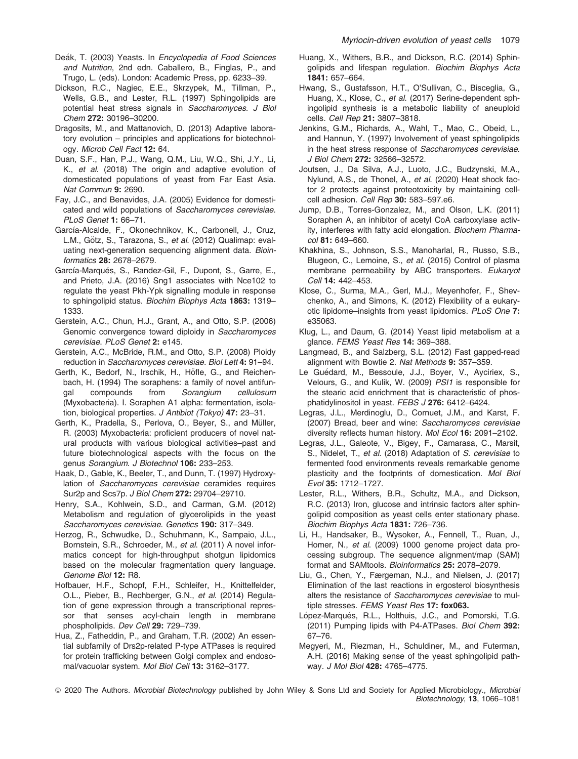Deák, T. (2003) Yeasts. In *Encyclopedia of Food Sciences and Nutrition*, 2nd edn. Caballero, B., Finglas, P., and Trugo, L. (eds). London: Academic Press, pp. 6233–39.

Dickson, R.C., Nagiec, E.E., Skrzypek, M., Tillman, P., Wells, G.B., and Lester, R.L. (1997) Sphingolipids are potential heat stress signals in *Saccharomyces*. *J Biol Chem* **272:** 30196–30200.

Dragosits, M., and Mattanovich, D. (2013) Adaptive laboratory evolution – principles and applications for biotechnology. *Microb Cell Fact* **12:** 64.

Duan, S.F., Han, P.J., Wang, Q.M., Liu, W.Q., Shi, J.Y., Li, K., *et al*. (2018) The origin and adaptive evolution of domesticated populations of yeast from Far East Asia. *Nat Commun* **9:** 2690.

Fay, J.C., and Benavides, J.A. (2005) Evidence for domesticated and wild populations of *Saccharomyces cerevisiae*. *PLoS Genet* **1:** 66–71.

García-Alcalde, F., Okonechnikov, K., Carbonell, J., Cruz, L.M., Götz, S., Tarazona, S., *et al*. (2012) Qualimap: evaluating next-generation sequencing alignment data. *Bioinformatics* **28:** 2678–2679.

García-Marqués, S., Randez-Gil, F., Dupont, S., Garre, E., and Prieto, J.A. (2016) Sng1 associates with Nce102 to regulate the yeast Pkh-Ypk signalling module in response to sphingolipid status. *Biochim Biophys Acta* **1863:** 1319–1333.

Gerstein, A.C., Chun, H.J., Grant, A., and Otto, S.P. (2006) Genomic convergence toward diploidy in *Saccharomyces cerevisiae*. *PLoS Genet* **2:** e145.

Gerstein, A.C., McBride, R.M., and Otto, S.P. (2008) Ploidy reduction in *Saccharomyces cerevisiae*. *Biol Lett* **4:** 91–94.

Gerth, K., Bedorf, N., Irschik, H., Höfle, G., and Reichenbach, H. (1994) The soraphens: a family of novel antifungal compounds from *Sorangium cellulosum* (Myxobacteria). I. Soraphen A1 alpha: fermentation, isolation, biological properties. *J Antibiot (Tokyo)* **47:** 23–31.

Gerth, K., Pradella, S., Perlova, O., Beyer, S., and Müller, R. (2003) Myxobacteria: proficient producers of novel natural products with various biological activities–past and future biotechnological aspects with the focus on the genus *Sorangium*. *J Biotechnol* **106:** 233–253.

Haak, D., Gable, K., Beeler, T., and Dunn, T. (1997) Hydroxylation of *Saccharomyces cerevisiae* ceramides requires Sur2p and Scs7p. *J Biol Chem* **272:** 29704–29710.

Henry, S.A., Kohlwein, S.D., and Carman, G.M. (2012) Metabolism and regulation of glycerolipids in the yeast *Saccharomyces cerevisiae*. *Genetics* **190:** 317–349.

Herzog, R., Schwudke, D., Schuhmann, K., Sampaio, J.L., Bornstein, S.R., Schroeder, M., *et al*. (2011) A novel informatics concept for high-throughput shotgun lipidomics based on the molecular fragmentation query language. *Genome Biol* **12:** R8.

Hofbauer, H.F., Schopf, F.H., Schleifer, H., Knittelfelder, O.L., Pieber, B., Rechberger, G.N., *et al*. (2014) Regulation of gene expression through a transcriptional repressor that senses acyl-chain length in membrane phospholipids. *Dev Cell* **29:** 729–739.

Hua, Z., Fatheddin, P., and Graham, T.R. (2002) An essential subfamily of Drs2p-related P-type ATPases is required for protein trafficking between Golgi complex and endosomal/vacuolar system. *Mol Biol Cell* **13:** 3162–3177.

Huang, X., Withers, B.R., and Dickson, R.C. (2014) Sphingolipids and lifespan regulation. *Biochim Biophys Acta* **1841:** 657–664.

Hwang, S., Gustafsson, H.T., O'Sullivan, C., Bisceglia, G., Huang, X., Klose, C., *et al*. (2017) Serine-dependent sphingolipid synthesis is a metabolic liability of aneuploid cells. *Cell Rep* **21:** 3807–3818.

Jenkins, G.M., Richards, A., Wahl, T., Mao, C., Obeid, L., and Hannun, Y. (1997) Involvement of yeast sphingolipids in the heat stress response of *Saccharomyces cerevisiae*. *J Biol Chem* **272:** 32566–32572.

Joutsen, J., Da Silva, A.J., Luoto, J.C., Budzynski, M.A., Nylund, A.S., de Thonel, A., *et al*. (2020) Heat shock factor 2 protects against proteotoxicity by maintaining cell-cell adhesion. *Cell Rep* **30:** 583–597.e6.

Jump, D.B., Torres-Gonzalez, M., and Olson, L.K. (2011) Soraphen A, an inhibitor of acetyl CoA carboxylase activity, interferes with fatty acid elongation. *Biochem Pharmacol* **81:** 649–660.

Khakhina, S., Johnson, S.S., Manoharlal, R., Russo, S.B., Blugeon, C., Lemoine, S., *et al*. (2015) Control of plasma membrane permeability by ABC transporters. *Eukaryot Cell* **14:** 442–453.

Klose, C., Surma, M.A., Gerl, M.J., Meyenhofer, F., Shevchenko, A., and Simons, K. (2012) Flexibility of a eukaryotic lipidome–insights from yeast lipidomics. *PLoS One* **7:** e35063.

Klug, L., and Daum, G. (2014) Yeast lipid metabolism at a glance. *FEMS Yeast Res* **14:** 369–388.

Langmead, B., and Salzberg, S.L. (2012) Fast gapped-read alignment with Bowtie 2. *Nat Methods* **9:** 357–359.

Le Guédard, M., Bessoule, J.J., Boyer, V., Ayciriex, S., Velours, G., and Kulik, W. (2009) *PSI1* is responsible for the stearic acid enrichment that is characteristic of phosphatidylinositol in yeast. *FEBS J* **276:** 6412–6424.

Legras, J.L., Merdinoglu, D., Cornuet, J.M., and Karst, F. (2007) Bread, beer and wine: *Saccharomyces cerevisiae* diversity reflects human history. *Mol Ecol* **16:** 2091–2102.

Legras, J.L., Galeote, V., Bigey, F., Camarasa, C., Marsit, S., Nidelet, T., *et al*. (2018) Adaptation of *S. cerevisiae* to fermented food environments reveals remarkable genome plasticity and the footprints of domestication. *Mol Biol Evol* **35:** 1712–1727.

Lester, R.L., Withers, B.R., Schultz, M.A., and Dickson, R.C. (2013) Iron, glucose and intrinsic factors alter sphingolipid composition as yeast cells enter stationary phase. *Biochim Biophys Acta* **1831:** 726–736.

Li, H., Handsaker, B., Wysoker, A., Fennell, T., Ruan, J., Homer, N., *et al*. (2009) 1000 genome project data processing subgroup. The sequence alignment/map (SAM) format and SAMtools. *Bioinformatics* **25:** 2078–2079.

Liu, G., Chen, Y., Færgeman, N.J., and Nielsen, J. (2017) Elimination of the last reactions in ergosterol biosynthesis alters the resistance of *Saccharomyces cerevisiae* to multiple stresses. *FEMS Yeast Res* **17: fox063.**

López-Marqués, R.L., Holthuis, J.C., and Pomorski, T.G. (2011) Pumping lipids with P4-ATPases. *Biol Chem* **392:** 67–76.

Megyeri, M., Riezman, H., Schuldiner, M., and Futerman, A.H. (2016) Making sense of the yeast sphingolipid pathway. *J Mol Biol* **428:** 4765–4775.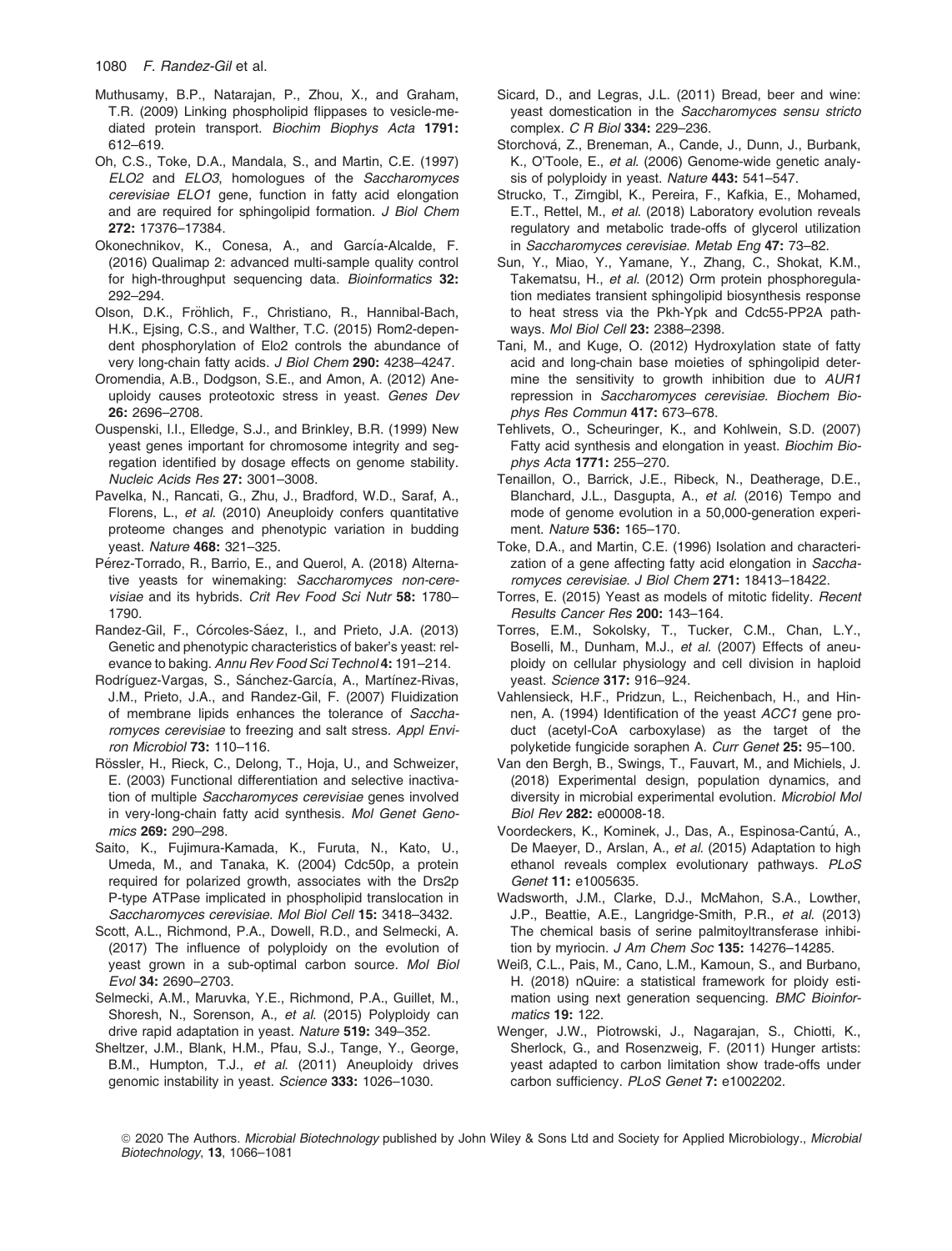Muthusamy, B.P., Natarajan, P., Zhou, X., and Graham, T.R. (2009) Linking phospholipid flippases to vesicle-mediated protein transport. *Biochim Biophys Acta* **1791:** 612–619.

Oh, C.S., Toke, D.A., Mandala, S., and Martin, C.E. (1997) *ELO2* and *ELO3*, homologues of the *Saccharomyces cerevisiae ELO1* gene, function in fatty acid elongation and are required for sphingolipid formation. *J Biol Chem* **272:** 17376–17384.

Okonechnikov, K., Conesa, A., and García-Alcalde, F. (2016) Qualimap 2: advanced multi-sample quality control for high-throughput sequencing data. *Bioinformatics* **32:** 292–294.

Olson, D.K., Fröhlich, F., Christiano, R., Hannibal-Bach, H.K., Ejsing, C.S., and Walther, T.C. (2015) Rom2-dependent phosphorylation of Elo2 controls the abundance of very long-chain fatty acids. *J Biol Chem* **290:** 4238–4247.

Oromendia, A.B., Dodgson, S.E., and Amon, A. (2012) Aneuploidy causes proteotoxic stress in yeast. *Genes Dev* **26:** 2696–2708.

Ouspenski, I.I., Elledge, S.J., and Brinkley, B.R. (1999) New yeast genes important for chromosome integrity and segregation identified by dosage effects on genome stability. *Nucleic Acids Res* **27:** 3001–3008.

Pavelka, N., Rancati, G., Zhu, J., Bradford, W.D., Saraf, A., Florens, L., *et al.* (2010) Aneuploidy confers quantitative proteome changes and phenotypic variation in budding yeast. *Nature* **468:** 321–325.

Pérez-Torrado, R., Barrio, E., and Querol, A. (2018) Alternative yeasts for winemaking: *Saccharomyces non-cerevisiae* and its hybrids. *Crit Rev Food Sci Nutr* **58:** 1780–1790.

Randez-Gil, F., Córcoles-Sáez, I., and Prieto, J.A. (2013) Genetic and phenotypic characteristics of baker's yeast: relevance to baking. *Annu Rev Food Sci Technol* **4:** 191–214.

Rodríguez-Vargas, S., Sánchez-García, A., Martínez-Rivas, J.M., Prieto, J.A., and Randez-Gil, F. (2007) Fluidization of membrane lipids enhances the tolerance of *Saccharomyces cerevisiae* to freezing and salt stress. *Appl Environ Microbiol* **73:** 110–116.

Rössler, H., Rieck, C., Delong, T., Hoja, U., and Schweizer, E. (2003) Functional differentiation and selective inactivation of multiple *Saccharomyces cerevisiae* genes involved in very-long-chain fatty acid synthesis. *Mol Genet Genomics* **269:** 290–298.

Saito, K., Fujimura-Kamada, K., Furuta, N., Kato, U., Umeda, M., and Tanaka, K. (2004) Cdc50p, a protein required for polarized growth, associates with the Drs2p P-type ATPase implicated in phospholipid translocation in *Saccharomyces cerevisiae*. *Mol Biol Cell* **15:** 3418–3432.

Scott, A.L., Richmond, P.A., Dowell, R.D., and Selmecki, A. (2017) The influence of polyploidy on the evolution of yeast grown in a sub-optimal carbon source. *Mol Biol Evol* **34:** 2690–2703.

Selmecki, A.M., Maruvka, Y.E., Richmond, P.A., Guillet, M., Shoresh, N., Sorenson, A., *et al.* (2015) Polyploidy can drive rapid adaptation in yeast. *Nature* **519:** 349–352.

Sheltzer, J.M., Blank, H.M., Pfau, S.J., Tange, Y., George, B.M., Humpton, T.J., *et al.* (2011) Aneuploidy drives genomic instability in yeast. *Science* **333:** 1026–1030.

Sicard, D., and Legras, J.L. (2011) Bread, beer and wine: yeast domestication in the *Saccharomyces sensu stricto* complex. *C R Biol* **334:** 229–236.

Storchová, Z., Breneman, A., Cande, J., Dunn, J., Burbank, K., O'Toole, E., *et al.* (2006) Genome-wide genetic analysis of polyploidy in yeast. *Nature* **443:** 541–547.

Strucko, T., Zirngibl, K., Pereira, F., Kafkia, E., Mohamed, E.T., Rettel, M., *et al.* (2018) Laboratory evolution reveals regulatory and metabolic trade-offs of glycerol utilization in *Saccharomyces cerevisiae*. *Metab Eng* **47:** 73–82.

Sun, Y., Miao, Y., Yamane, Y., Zhang, C., Shokat, K.M., Takematsu, H., *et al.* (2012) Orm protein phosphoregulation mediates transient sphingolipid biosynthesis response to heat stress via the Pkh-Ypk and Cdc55-PP2A pathways. *Mol Biol Cell* **23:** 2388–2398.

Tani, M., and Kuge, O. (2012) Hydroxylation state of fatty acid and long-chain base moieties of sphingolipid determine the sensitivity to growth inhibition due to *AUR1* repression in *Saccharomyces cerevisiae*. *Biochem Biophys Res Commun* **417:** 673–678.

Tehlivets, O., Scheuringer, K., and Kohlwein, S.D. (2007) Fatty acid synthesis and elongation in yeast. *Biochim Biophys Acta* **1771:** 255–270.

Tenaillon, O., Barrick, J.E., Ribeck, N., Deatherage, D.E., Blanchard, J.L., Dasgupta, A., *et al.* (2016) Tempo and mode of genome evolution in a 50,000-generation experiment. *Nature* **536:** 165–170.

Toke, D.A., and Martin, C.E. (1996) Isolation and characterization of a gene affecting fatty acid elongation in *Saccharomyces cerevisiae*. *J Biol Chem* **271:** 18413–18422.

Torres, E. (2015) Yeast as models of mitotic fidelity. *Recent Results Cancer Res* **200:** 143–164.

Torres, E.M., Sokolsky, T., Tucker, C.M., Chan, L.Y., Boselli, M., Dunham, M.J., *et al.* (2007) Effects of aneuploidy on cellular physiology and cell division in haploid yeast. *Science* **317:** 916–924.

Vahlensieck, H.F., Pridzun, L., Reichenbach, H., and Hinnen, A. (1994) Identification of the yeast *ACC1* gene product (acetyl-CoA carboxylase) as the target of the polyketide fungicide soraphen A. *Curr Genet* **25:** 95–100.

Van den Bergh, B., Swings, T., Fauvart, M., and Michiels, J. (2018) Experimental design, population dynamics, and diversity in microbial experimental evolution. *Microbiol Mol Biol Rev* **282:** e00008-18.

Voordeckers, K., Kominek, J., Das, A., Espinosa-Cantú, A., De Maeyer, D., Arslan, A., *et al.* (2015) Adaptation to high ethanol reveals complex evolutionary pathways. *PLoS Genet* **11:** e1005635.

Wadsworth, J.M., Clarke, D.J., McMahon, S.A., Lowther, J.P., Beattie, A.E., Langridge-Smith, P.R., *et al.* (2013) The chemical basis of serine palmitoyltransferase inhibition by myriocin. *J Am Chem Soc* **135:** 14276–14285.

Weiß, C.L., Pais, M., Cano, L.M., Kamoun, S., and Burbano, H. (2018) nQuire: a statistical framework for ploidy estimation using next generation sequencing. *BMC Bioinformatics* **19:** 122.

Wenger, J.W., Piotrowski, J., Nagarajan, S., Chiotti, K., Sherlock, G., and Rosenzweig, F. (2011) Hunger artists: yeast adapted to carbon limitation show trade-offs under carbon sufficiency. *PLoS Genet* **7:** e1002202.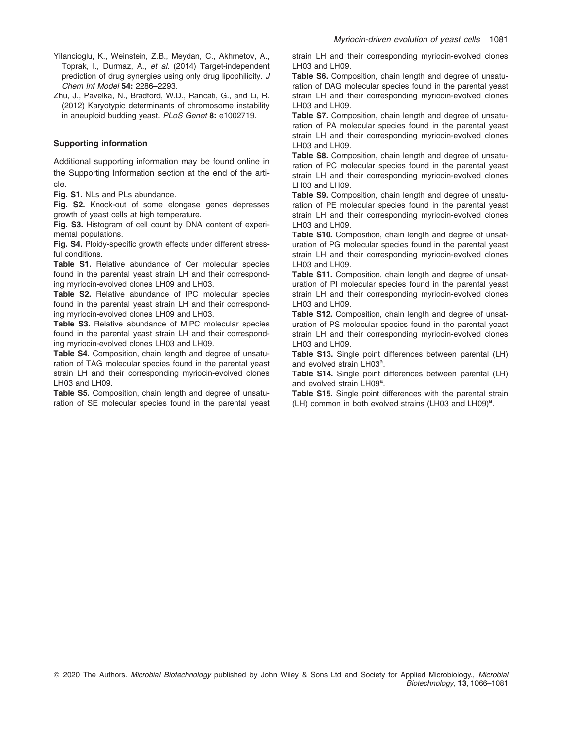Yilancioglu, K., Weinstein, Z.B., Meydan, C., Akhmetov, A., Toprak, I., Durmaz, A., *et al*. (2014) Target-independent prediction of drug synergies using only drug lipophilicity. *J Chem Inf Model* **54:** 2286–2293.

Zhu, J., Pavelka, N., Bradford, W.D., Rancati, G., and Li, R. (2012) Karyotypic determinants of chromosome instability in aneuploid budding yeast. *PLoS Genet* **8:** e1002719.

### Supporting information

Additional supporting information may be found online in the Supporting Information section at the end of the article.

**Fig. S1.** NLs and PLs abundance.

**Fig. S2.** Knock-out of some elongase genes depresses growth of yeast cells at high temperature.

**Fig. S3.** Histogram of cell count by DNA content of experimental populations.

**Fig. S4.** Ploidy-specific growth effects under different stressful conditions.

**Table S1.** Relative abundance of Cer molecular species found in the parental yeast strain LH and their corresponding myriocin-evolved clones LH09 and LH03.

**Table S2.** Relative abundance of IPC molecular species found in the parental yeast strain LH and their corresponding myriocin-evolved clones LH09 and LH03.

**Table S3.** Relative abundance of MIPC molecular species found in the parental yeast strain LH and their corresponding myriocin-evolved clones LH03 and LH09.

**Table S4.** Composition, chain length and degree of unsaturation of TAG molecular species found in the parental yeast strain LH and their corresponding myriocin-evolved clones LH03 and LH09.

**Table S5.** Composition, chain length and degree of unsaturation of SE molecular species found in the parental yeast strain LH and their corresponding myriocin-evolved clones LH03 and LH09.

**Table S6.** Composition, chain length and degree of unsaturation of DAG molecular species found in the parental yeast strain LH and their corresponding myriocin-evolved clones LH03 and LH09.

**Table S7.** Composition, chain length and degree of unsaturation of PA molecular species found in the parental yeast strain LH and their corresponding myriocin-evolved clones LH03 and LH09.

**Table S8.** Composition, chain length and degree of unsaturation of PC molecular species found in the parental yeast strain LH and their corresponding myriocin-evolved clones LH03 and LH09.

**Table S9.** Composition, chain length and degree of unsaturation of PE molecular species found in the parental yeast strain LH and their corresponding myriocin-evolved clones LH03 and LH09.

**Table S10.** Composition, chain length and degree of unsaturation of PG molecular species found in the parental yeast strain LH and their corresponding myriocin-evolved clones LH03 and LH09.

**Table S11.** Composition, chain length and degree of unsaturation of PI molecular species found in the parental yeast strain LH and their corresponding myriocin-evolved clones LH03 and LH09.

**Table S12.** Composition, chain length and degree of unsaturation of PS molecular species found in the parental yeast strain LH and their corresponding myriocin-evolved clones LH03 and LH09.

**Table S13.** Single point differences between parental (LH) and evolved strain LH03[a].

**Table S14.** Single point differences between parental (LH) and evolved strain LH09[a].

**Table S15.** Single point differences with the parental strain (LH) common in both evolved strains (LH03 and LH09)[a].